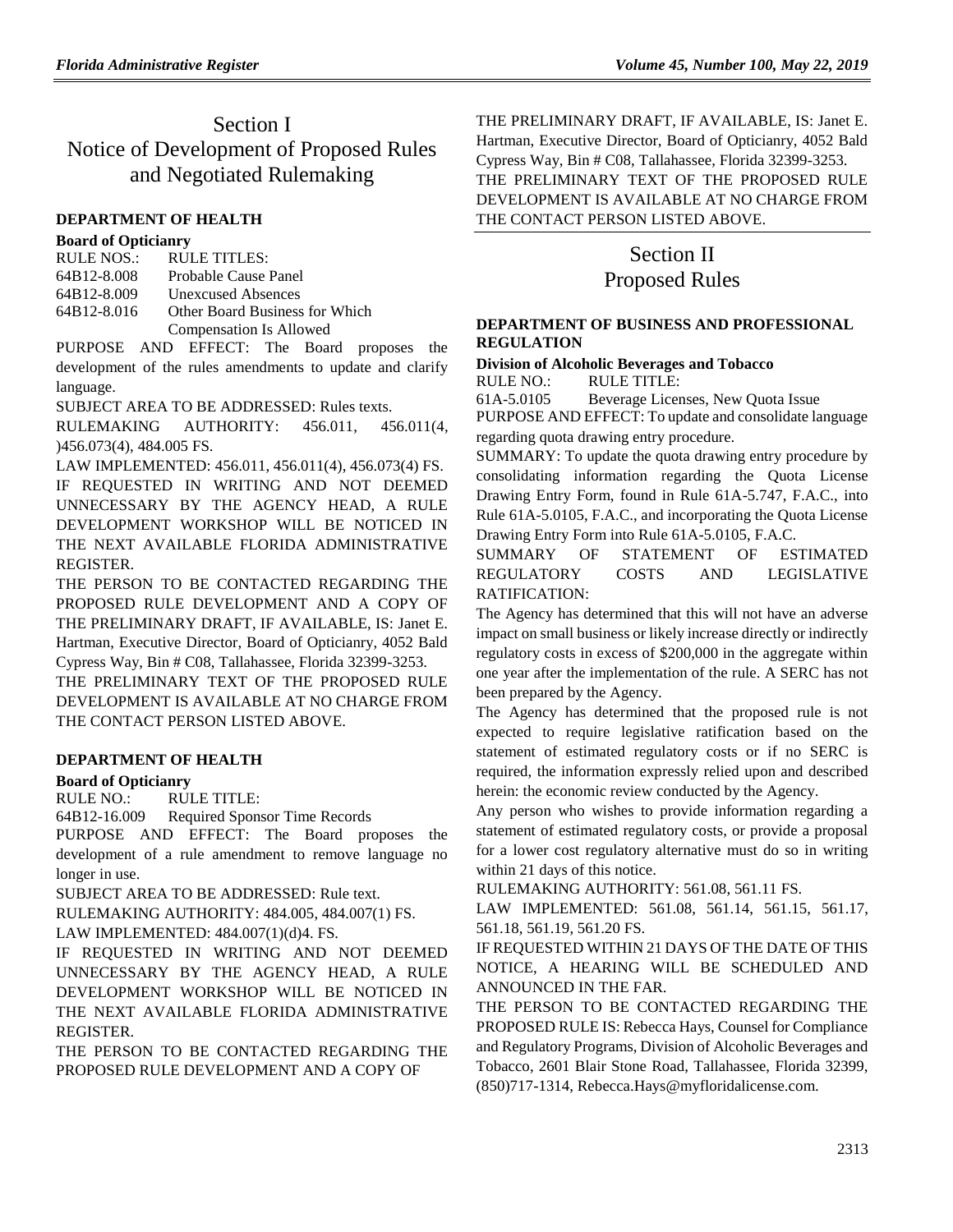# Section I
# Notice of Development of Proposed Rules and Negotiated Rulemaking

### DEPARTMENT OF HEALTH

**Board of Opticianry**

RULE NOS.: RULE TITLES:

64B12-8.008 Probable Cause Panel

64B12-8.009 Unexcused Absences

64B12-8.016 Other Board Business for Which Compensation Is Allowed

PURPOSE AND EFFECT: The Board proposes the development of the rules amendments to update and clarify language.

SUBJECT AREA TO BE ADDRESSED: Rules texts.

RULEMAKING AUTHORITY: 456.011, 456.011(4, )456.073(4), 484.005 FS.

LAW IMPLEMENTED: 456.011, 456.011(4), 456.073(4) FS.

IF REQUESTED IN WRITING AND NOT DEEMED UNNECESSARY BY THE AGENCY HEAD, A RULE DEVELOPMENT WORKSHOP WILL BE NOTICED IN THE NEXT AVAILABLE FLORIDA ADMINISTRATIVE REGISTER.

THE PERSON TO BE CONTACTED REGARDING THE PROPOSED RULE DEVELOPMENT AND A COPY OF THE PRELIMINARY DRAFT, IF AVAILABLE, IS: Janet E. Hartman, Executive Director, Board of Opticianry, 4052 Bald Cypress Way, Bin # C08, Tallahassee, Florida 32399-3253.

THE PRELIMINARY TEXT OF THE PROPOSED RULE DEVELOPMENT IS AVAILABLE AT NO CHARGE FROM THE CONTACT PERSON LISTED ABOVE.

### DEPARTMENT OF HEALTH

**Board of Opticianry**

RULE NO.: RULE TITLE:

64B12-16.009 Required Sponsor Time Records

PURPOSE AND EFFECT: The Board proposes the development of a rule amendment to remove language no longer in use.

SUBJECT AREA TO BE ADDRESSED: Rule text.

RULEMAKING AUTHORITY: 484.005, 484.007(1) FS.

LAW IMPLEMENTED: 484.007(1)(d)4. FS.

IF REQUESTED IN WRITING AND NOT DEEMED UNNECESSARY BY THE AGENCY HEAD, A RULE DEVELOPMENT WORKSHOP WILL BE NOTICED IN THE NEXT AVAILABLE FLORIDA ADMINISTRATIVE REGISTER.

THE PERSON TO BE CONTACTED REGARDING THE PROPOSED RULE DEVELOPMENT AND A COPY OF THE PRELIMINARY DRAFT, IF AVAILABLE, IS: Janet E. Hartman, Executive Director, Board of Opticianry, 4052 Bald Cypress Way, Bin # C08, Tallahassee, Florida 32399-3253.

THE PRELIMINARY TEXT OF THE PROPOSED RULE DEVELOPMENT IS AVAILABLE AT NO CHARGE FROM THE CONTACT PERSON LISTED ABOVE.

# Section II
# Proposed Rules

### DEPARTMENT OF BUSINESS AND PROFESSIONAL REGULATION

**Division of Alcoholic Beverages and Tobacco**

RULE NO.: RULE TITLE:

61A-5.0105 Beverage Licenses, New Quota Issue

PURPOSE AND EFFECT: To update and consolidate language regarding quota drawing entry procedure.

SUMMARY: To update the quota drawing entry procedure by consolidating information regarding the Quota License Drawing Entry Form, found in Rule 61A-5.747, F.A.C., into Rule 61A-5.0105, F.A.C., and incorporating the Quota License Drawing Entry Form into Rule 61A-5.0105, F.A.C.

SUMMARY OF STATEMENT OF ESTIMATED REGULATORY COSTS AND LEGISLATIVE RATIFICATION:

The Agency has determined that this will not have an adverse impact on small business or likely increase directly or indirectly regulatory costs in excess of $200,000 in the aggregate within one year after the implementation of the rule. A SERC has not been prepared by the Agency.

The Agency has determined that the proposed rule is not expected to require legislative ratification based on the statement of estimated regulatory costs or if no SERC is required, the information expressly relied upon and described herein: the economic review conducted by the Agency.

Any person who wishes to provide information regarding a statement of estimated regulatory costs, or provide a proposal for a lower cost regulatory alternative must do so in writing within 21 days of this notice.

RULEMAKING AUTHORITY: 561.08, 561.11 FS.

LAW IMPLEMENTED: 561.08, 561.14, 561.15, 561.17, 561.18, 561.19, 561.20 FS.

IF REQUESTED WITHIN 21 DAYS OF THE DATE OF THIS NOTICE, A HEARING WILL BE SCHEDULED AND ANNOUNCED IN THE FAR.

THE PERSON TO BE CONTACTED REGARDING THE PROPOSED RULE IS: Rebecca Hays, Counsel for Compliance and Regulatory Programs, Division of Alcoholic Beverages and Tobacco, 2601 Blair Stone Road, Tallahassee, Florida 32399, (850)717-1314, Rebecca.Hays@myfloridalicense.com.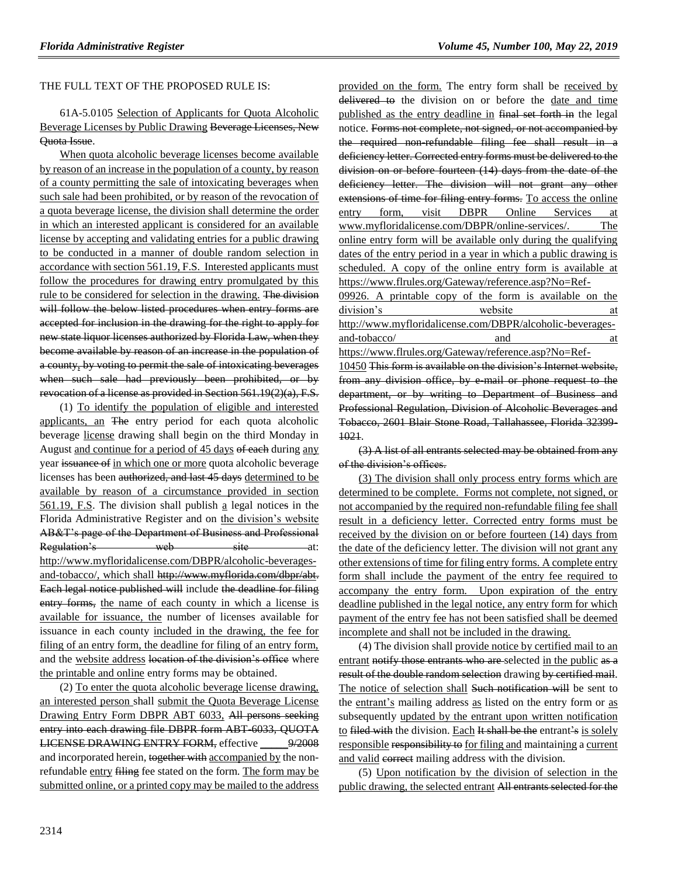THE FULL TEXT OF THE PROPOSED RULE IS:

61A-5.0105 Selection of Applicants for Quota Alcoholic Beverage Licenses by Public Drawing ~~Beverage Licenses, New Quota Issue~~.

When quota alcoholic beverage licenses become available by reason of an increase in the population of a county, by reason of a county permitting the sale of intoxicating beverages when such sale had been prohibited, or by reason of the revocation of a quota beverage license, the division shall determine the order in which an interested applicant is considered for an available license by accepting and validating entries for a public drawing to be conducted in a manner of double random selection in accordance with section 561.19, F.S. Interested applicants must follow the procedures for drawing entry promulgated by this rule to be considered for selection in the drawing. ~~The division will follow the below listed procedures when entry forms are accepted for inclusion in the drawing for the right to apply for new state liquor licenses authorized by Florida Law, when they become available by reason of an increase in the population of a county, by voting to permit the sale of intoxicating beverages when such sale had previously been prohibited, or by revocation of a license as provided in Section 561.19(2)(a), F.S.~~

(1) To identify the population of eligible and interested applicants, an ~~The~~ entry period for each quota alcoholic beverage license drawing shall begin on the third Monday in August and continue for a period of 45 days ~~of each~~ during any year ~~issuance of~~ in which one or more quota alcoholic beverage licenses has been ~~authorized, and last 45 days~~ determined to be available by reason of a circumstance provided in section 561.19, F.S. The division shall publish a legal notice~~s~~ in the Florida Administrative Register and on the division's website ~~AB&T's page of the Department of Business and Professional Regulation's web site~~ at: http://www.myfloridalicense.com/DBPR/alcoholic-beverages-and-tobacco/, which shall ~~http://www.myflorida.com/dbpr/abt. Each legal notice published will~~ include ~~the deadline for filing entry forms,~~ the name of each county in which a license is available for issuance, the number of licenses available for issuance in each county included in the drawing, the fee for filing of an entry form, the deadline for filing of an entry form, and the website address ~~location of the division's office~~ where the printable and online entry forms may be obtained.

(2) To enter the quota alcoholic beverage license drawing, an interested person shall submit the Quota Beverage License Drawing Entry Form DBPR ABT 6033, ~~All persons seeking entry into each drawing file DBPR form ABT-6033, QUOTA LICENSE DRAWING ENTRY FORM,~~ effective _____ ~~9/2008~~ and incorporated herein, ~~together with~~ accompanied by the non-refundable entry ~~filing~~ fee stated on the form. The form may be submitted online, or a printed copy may be mailed to the address provided on the form. The entry form shall be received by ~~delivered to~~ the division on or before the date and time published as the entry deadline in ~~final set forth in~~ the legal notice. ~~Forms not complete, not signed, or not accompanied by the required non-refundable filing fee shall result in a deficiency letter. Corrected entry forms must be delivered to the division on or before fourteen (14) days from the date of the deficiency letter. The division will not grant any other extensions of time for filing entry forms.~~ To access the online entry form, visit DBPR Online Services at www.myfloridalicense.com/DBPR/online-services/. The online entry form will be available only during the qualifying dates of the entry period in a year in which a public drawing is scheduled. A copy of the online entry form is available at https://www.flrules.org/Gateway/reference.asp?No=Ref-09926. A printable copy of the form is available on the division's website at http://www.myfloridalicense.com/DBPR/alcoholic-beverages-and-tobacco/ and at https://www.flrules.org/Gateway/reference.asp?No=Ref-10450 ~~This form is available on the division's Internet website, from any division office, by e-mail or phone request to the department, or by writing to Department of Business and Professional Regulation, Division of Alcoholic Beverages and Tobacco, 2601 Blair Stone Road, Tallahassee, Florida 32399-1021~~.

~~(3) A list of all entrants selected may be obtained from any of the division's offices.~~

(3) The division shall only process entry forms which are determined to be complete. Forms not complete, not signed, or not accompanied by the required non-refundable filing fee shall result in a deficiency letter. Corrected entry forms must be received by the division on or before fourteen (14) days from the date of the deficiency letter. The division will not grant any other extensions of time for filing entry forms. A complete entry form shall include the payment of the entry fee required to accompany the entry form. Upon expiration of the entry deadline published in the legal notice, any entry form for which payment of the entry fee has not been satisfied shall be deemed incomplete and shall not be included in the drawing.

(4) The division shall provide notice by certified mail to an entrant ~~notify those entrants who are~~ selected in the public ~~as a result of the double random selection~~ drawing ~~by certified mail~~. The notice of selection shall ~~Such notification will~~ be sent to the entrant's mailing address as listed on the entry form or as subsequently updated by the entrant upon written notification to ~~filed with~~ the division. Each ~~It shall be the~~ entrant~~'s~~ is solely responsible ~~responsibility to~~ for filing and maintaining a current and valid ~~correct~~ mailing address with the division.

(5) Upon notification by the division of selection in the public drawing, the selected entrant ~~All entrants selected for the~~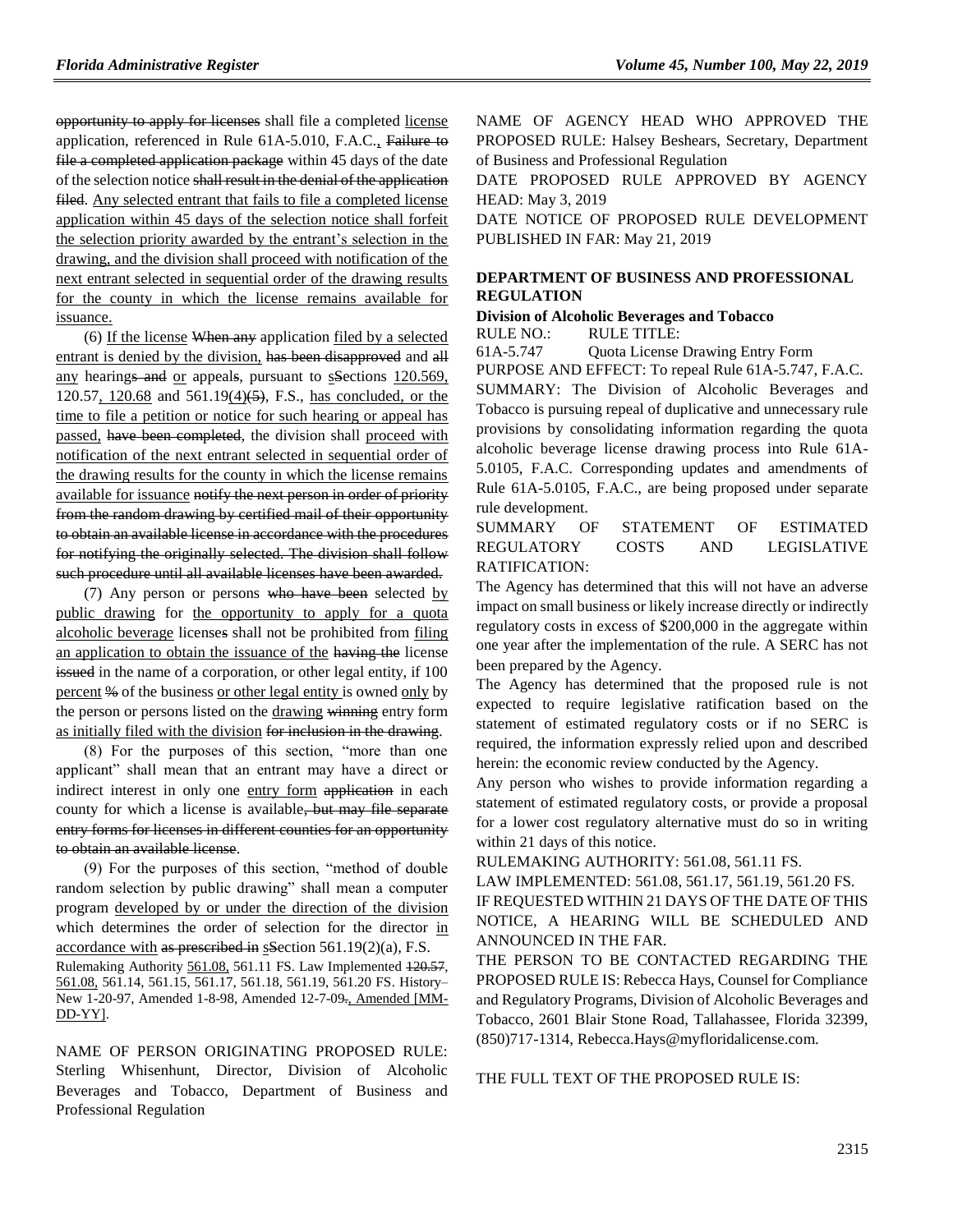~~opportunity to apply for licenses~~ shall file a completed license application, referenced in Rule 61A-5.010, F.A.C., ~~Failure to file a completed application package~~ within 45 days of the date of the selection notice ~~shall result in the denial of the application filed~~. Any selected entrant that fails to file a completed license application within 45 days of the selection notice shall forfeit the selection priority awarded by the entrant's selection in the drawing, and the division shall proceed with notification of the next entrant selected in sequential order of the drawing results for the county in which the license remains available for issuance.

(6) If the license ~~When any~~ application filed by a selected entrant is denied by the division, ~~has been disapproved~~ and ~~all~~ any hearing~~s and~~ or appeal~~s~~, pursuant to s~~S~~ections 120.569, 120.57, 120.68 and 561.19(4)~~(5)~~, F.S., has concluded, or the time to file a petition or notice for such hearing or appeal has passed, ~~have been completed~~, the division shall proceed with notification of the next entrant selected in sequential order of the drawing results for the county in which the license remains available for issuance ~~notify the next person in order of priority from the random drawing by certified mail of their opportunity to obtain an available license in accordance with the procedures for notifying the originally selected. The division shall follow such procedure until all available licenses have been awarded.~~

(7) Any person or persons ~~who have been~~ selected by public drawing for the opportunity to apply for a quota alcoholic beverage license~~s~~ shall not be prohibited from filing an application to obtain the issuance of the ~~having the~~ license ~~issued~~ in the name of a corporation, or other legal entity, if 100 percent ~~%~~ of the business or other legal entity is owned only by the person or persons listed on the drawing ~~winning~~ entry form as initially filed with the division ~~for inclusion in the drawing~~.

(8) For the purposes of this section, "more than one applicant" shall mean that an entrant may have a direct or indirect interest in only one entry form ~~application~~ in each county for which a license is available~~, but may file separate entry forms for licenses in different counties for an opportunity to obtain an available license~~.

(9) For the purposes of this section, "method of double random selection by public drawing" shall mean a computer program developed by or under the direction of the division which determines the order of selection for the director in accordance with ~~as prescribed in~~ s~~S~~ection 561.19(2)(a), F.S.

Rulemaking Authority 561.08, 561.11 FS. Law Implemented ~~120.57~~, 561.08, 561.14, 561.15, 561.17, 561.18, 561.19, 561.20 FS. History–New 1-20-97, Amended 1-8-98, Amended 12-7-09~~.~~, Amended [MM-DD-YY].

NAME OF PERSON ORIGINATING PROPOSED RULE: Sterling Whisenhunt, Director, Division of Alcoholic Beverages and Tobacco, Department of Business and Professional Regulation

NAME OF AGENCY HEAD WHO APPROVED THE PROPOSED RULE: Halsey Beshears, Secretary, Department of Business and Professional Regulation

DATE PROPOSED RULE APPROVED BY AGENCY HEAD: May 3, 2019

DATE NOTICE OF PROPOSED RULE DEVELOPMENT PUBLISHED IN FAR: May 21, 2019

### DEPARTMENT OF BUSINESS AND PROFESSIONAL REGULATION

#### Division of Alcoholic Beverages and Tobacco

RULE NO.: RULE TITLE:

61A-5.747 Quota License Drawing Entry Form

PURPOSE AND EFFECT: To repeal Rule 61A-5.747, F.A.C.

SUMMARY: The Division of Alcoholic Beverages and Tobacco is pursuing repeal of duplicative and unnecessary rule provisions by consolidating information regarding the quota alcoholic beverage license drawing process into Rule 61A-5.0105, F.A.C. Corresponding updates and amendments of Rule 61A-5.0105, F.A.C., are being proposed under separate rule development.

SUMMARY OF STATEMENT OF ESTIMATED REGULATORY COSTS AND LEGISLATIVE RATIFICATION:

The Agency has determined that this will not have an adverse impact on small business or likely increase directly or indirectly regulatory costs in excess of $200,000 in the aggregate within one year after the implementation of the rule. A SERC has not been prepared by the Agency.

The Agency has determined that the proposed rule is not expected to require legislative ratification based on the statement of estimated regulatory costs or if no SERC is required, the information expressly relied upon and described herein: the economic review conducted by the Agency.

Any person who wishes to provide information regarding a statement of estimated regulatory costs, or provide a proposal for a lower cost regulatory alternative must do so in writing within 21 days of this notice.

RULEMAKING AUTHORITY: 561.08, 561.11 FS.

LAW IMPLEMENTED: 561.08, 561.17, 561.19, 561.20 FS.

IF REQUESTED WITHIN 21 DAYS OF THE DATE OF THIS NOTICE, A HEARING WILL BE SCHEDULED AND ANNOUNCED IN THE FAR.

THE PERSON TO BE CONTACTED REGARDING THE PROPOSED RULE IS: Rebecca Hays, Counsel for Compliance and Regulatory Programs, Division of Alcoholic Beverages and Tobacco, 2601 Blair Stone Road, Tallahassee, Florida 32399, (850)717-1314, Rebecca.Hays@myfloridalicense.com.

THE FULL TEXT OF THE PROPOSED RULE IS: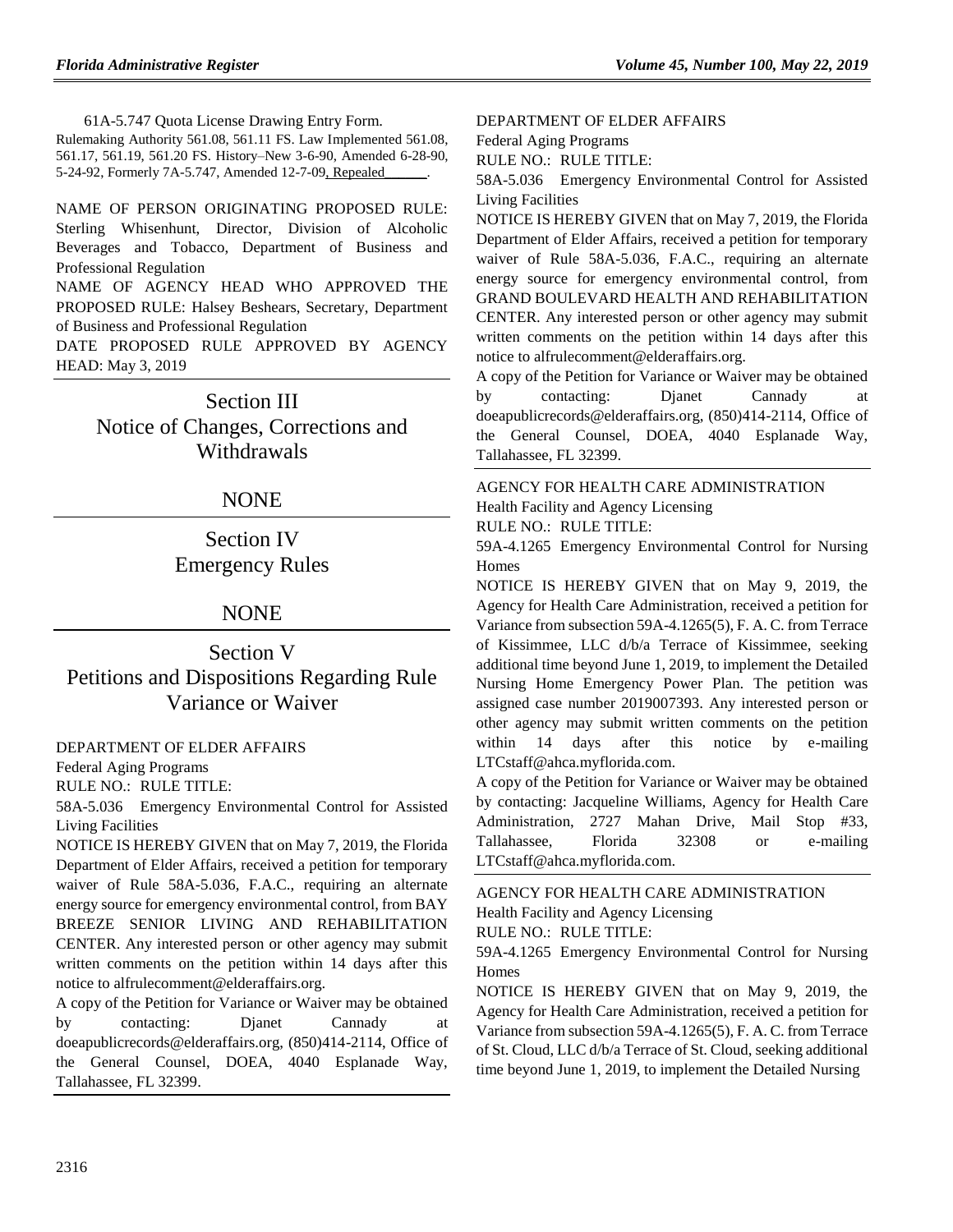61A-5.747 Quota License Drawing Entry Form.

Rulemaking Authority 561.08, 561.11 FS. Law Implemented 561.08, 561.17, 561.19, 561.20 FS. History–New 3-6-90, Amended 6-28-90, 5-24-92, Formerly 7A-5.747, Amended 12-7-09, Repealed______.

NAME OF PERSON ORIGINATING PROPOSED RULE: Sterling Whisenhunt, Director, Division of Alcoholic Beverages and Tobacco, Department of Business and Professional Regulation

NAME OF AGENCY HEAD WHO APPROVED THE PROPOSED RULE: Halsey Beshears, Secretary, Department of Business and Professional Regulation

DATE PROPOSED RULE APPROVED BY AGENCY HEAD: May 3, 2019

## Section III
## Notice of Changes, Corrections and Withdrawals

NONE

## Section IV
## Emergency Rules

NONE

## Section V
## Petitions and Dispositions Regarding Rule Variance or Waiver

DEPARTMENT OF ELDER AFFAIRS

Federal Aging Programs

RULE NO.: RULE TITLE:

58A-5.036 Emergency Environmental Control for Assisted Living Facilities

NOTICE IS HEREBY GIVEN that on May 7, 2019, the Florida Department of Elder Affairs, received a petition for temporary waiver of Rule 58A-5.036, F.A.C., requiring an alternate energy source for emergency environmental control, from BAY BREEZE SENIOR LIVING AND REHABILITATION CENTER. Any interested person or other agency may submit written comments on the petition within 14 days after this notice to alfrulecomment@elderaffairs.org.

A copy of the Petition for Variance or Waiver may be obtained by contacting: Djanet Cannady at doeapublicrecords@elderaffairs.org, (850)414-2114, Office of the General Counsel, DOEA, 4040 Esplanade Way, Tallahassee, FL 32399.

DEPARTMENT OF ELDER AFFAIRS

Federal Aging Programs

RULE NO.: RULE TITLE:

58A-5.036 Emergency Environmental Control for Assisted Living Facilities

NOTICE IS HEREBY GIVEN that on May 7, 2019, the Florida Department of Elder Affairs, received a petition for temporary waiver of Rule 58A-5.036, F.A.C., requiring an alternate energy source for emergency environmental control, from GRAND BOULEVARD HEALTH AND REHABILITATION CENTER. Any interested person or other agency may submit written comments on the petition within 14 days after this notice to alfrulecomment@elderaffairs.org.

A copy of the Petition for Variance or Waiver may be obtained by contacting: Djanet Cannady at doeapublicrecords@elderaffairs.org, (850)414-2114, Office of the General Counsel, DOEA, 4040 Esplanade Way, Tallahassee, FL 32399.

AGENCY FOR HEALTH CARE ADMINISTRATION

Health Facility and Agency Licensing

RULE NO.: RULE TITLE:

59A-4.1265 Emergency Environmental Control for Nursing Homes

NOTICE IS HEREBY GIVEN that on May 9, 2019, the Agency for Health Care Administration, received a petition for Variance from subsection 59A-4.1265(5), F. A. C. from Terrace of Kissimmee, LLC d/b/a Terrace of Kissimmee, seeking additional time beyond June 1, 2019, to implement the Detailed Nursing Home Emergency Power Plan. The petition was assigned case number 2019007393. Any interested person or other agency may submit written comments on the petition within 14 days after this notice by e-mailing LTCstaff@ahca.myflorida.com.

A copy of the Petition for Variance or Waiver may be obtained by contacting: Jacqueline Williams, Agency for Health Care Administration, 2727 Mahan Drive, Mail Stop #33, Tallahassee, Florida 32308 or e-mailing LTCstaff@ahca.myflorida.com.

AGENCY FOR HEALTH CARE ADMINISTRATION

Health Facility and Agency Licensing

RULE NO.: RULE TITLE:

59A-4.1265 Emergency Environmental Control for Nursing Homes

NOTICE IS HEREBY GIVEN that on May 9, 2019, the Agency for Health Care Administration, received a petition for Variance from subsection 59A-4.1265(5), F. A. C. from Terrace of St. Cloud, LLC d/b/a Terrace of St. Cloud, seeking additional time beyond June 1, 2019, to implement the Detailed Nursing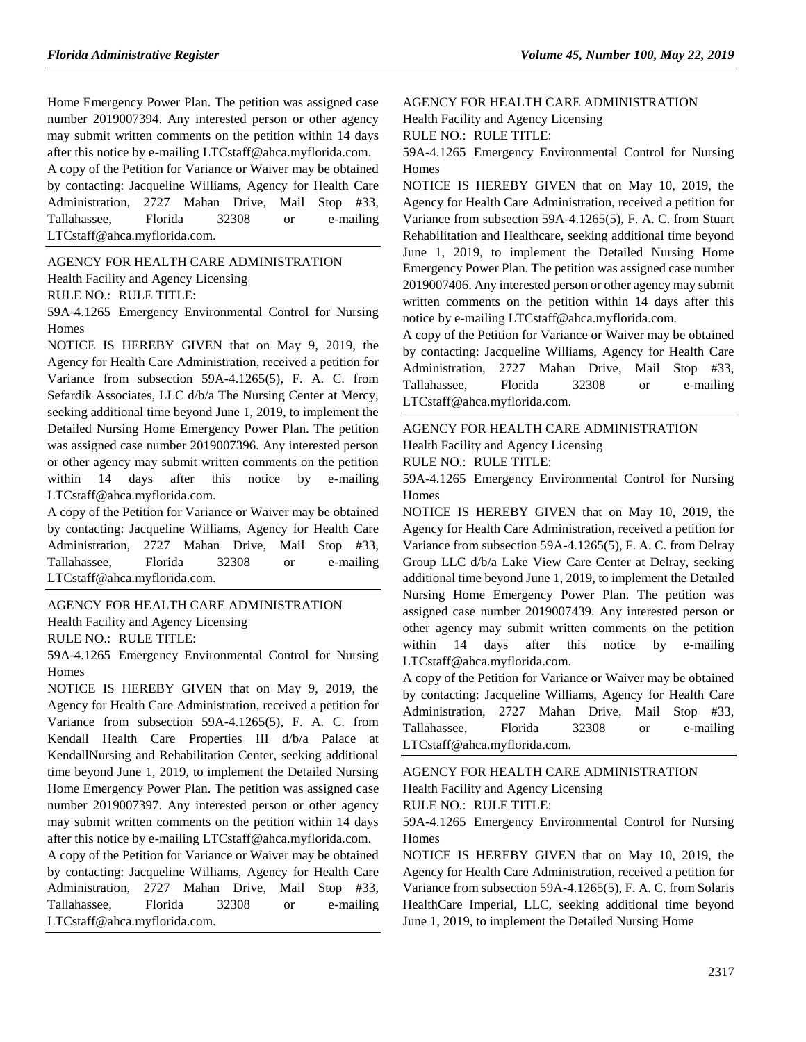Home Emergency Power Plan. The petition was assigned case number 2019007394. Any interested person or other agency may submit written comments on the petition within 14 days after this notice by e-mailing LTCstaff@ahca.myflorida.com.

A copy of the Petition for Variance or Waiver may be obtained by contacting: Jacqueline Williams, Agency for Health Care Administration, 2727 Mahan Drive, Mail Stop #33, Tallahassee, Florida 32308 or e-mailing LTCstaff@ahca.myflorida.com.

AGENCY FOR HEALTH CARE ADMINISTRATION

Health Facility and Agency Licensing

RULE NO.: RULE TITLE:

59A-4.1265 Emergency Environmental Control for Nursing Homes

NOTICE IS HEREBY GIVEN that on May 9, 2019, the Agency for Health Care Administration, received a petition for Variance from subsection 59A-4.1265(5), F. A. C. from Sefardik Associates, LLC d/b/a The Nursing Center at Mercy, seeking additional time beyond June 1, 2019, to implement the Detailed Nursing Home Emergency Power Plan. The petition was assigned case number 2019007396. Any interested person or other agency may submit written comments on the petition within 14 days after this notice by e-mailing LTCstaff@ahca.myflorida.com.

A copy of the Petition for Variance or Waiver may be obtained by contacting: Jacqueline Williams, Agency for Health Care Administration, 2727 Mahan Drive, Mail Stop #33, Tallahassee, Florida 32308 or e-mailing LTCstaff@ahca.myflorida.com.

AGENCY FOR HEALTH CARE ADMINISTRATION

Health Facility and Agency Licensing

RULE NO.: RULE TITLE:

59A-4.1265 Emergency Environmental Control for Nursing Homes

NOTICE IS HEREBY GIVEN that on May 9, 2019, the Agency for Health Care Administration, received a petition for Variance from subsection 59A-4.1265(5), F. A. C. from Kendall Health Care Properties III d/b/a Palace at KendallNursing and Rehabilitation Center, seeking additional time beyond June 1, 2019, to implement the Detailed Nursing Home Emergency Power Plan. The petition was assigned case number 2019007397. Any interested person or other agency may submit written comments on the petition within 14 days after this notice by e-mailing LTCstaff@ahca.myflorida.com.

A copy of the Petition for Variance or Waiver may be obtained by contacting: Jacqueline Williams, Agency for Health Care Administration, 2727 Mahan Drive, Mail Stop #33, Tallahassee, Florida 32308 or e-mailing LTCstaff@ahca.myflorida.com.

AGENCY FOR HEALTH CARE ADMINISTRATION

Health Facility and Agency Licensing

RULE NO.: RULE TITLE:

59A-4.1265 Emergency Environmental Control for Nursing Homes

NOTICE IS HEREBY GIVEN that on May 10, 2019, the Agency for Health Care Administration, received a petition for Variance from subsection 59A-4.1265(5), F. A. C. from Stuart Rehabilitation and Healthcare, seeking additional time beyond June 1, 2019, to implement the Detailed Nursing Home Emergency Power Plan. The petition was assigned case number 2019007406. Any interested person or other agency may submit written comments on the petition within 14 days after this notice by e-mailing LTCstaff@ahca.myflorida.com.

A copy of the Petition for Variance or Waiver may be obtained by contacting: Jacqueline Williams, Agency for Health Care Administration, 2727 Mahan Drive, Mail Stop #33, Tallahassee, Florida 32308 or e-mailing LTCstaff@ahca.myflorida.com.

AGENCY FOR HEALTH CARE ADMINISTRATION

Health Facility and Agency Licensing

RULE NO.: RULE TITLE:

59A-4.1265 Emergency Environmental Control for Nursing Homes

NOTICE IS HEREBY GIVEN that on May 10, 2019, the Agency for Health Care Administration, received a petition for Variance from subsection 59A-4.1265(5), F. A. C. from Delray Group LLC d/b/a Lake View Care Center at Delray, seeking additional time beyond June 1, 2019, to implement the Detailed Nursing Home Emergency Power Plan. The petition was assigned case number 2019007439. Any interested person or other agency may submit written comments on the petition within 14 days after this notice by e-mailing LTCstaff@ahca.myflorida.com.

A copy of the Petition for Variance or Waiver may be obtained by contacting: Jacqueline Williams, Agency for Health Care Administration, 2727 Mahan Drive, Mail Stop #33, Tallahassee, Florida 32308 or e-mailing LTCstaff@ahca.myflorida.com.

AGENCY FOR HEALTH CARE ADMINISTRATION

Health Facility and Agency Licensing

RULE NO.: RULE TITLE:

59A-4.1265 Emergency Environmental Control for Nursing Homes

NOTICE IS HEREBY GIVEN that on May 10, 2019, the Agency for Health Care Administration, received a petition for Variance from subsection 59A-4.1265(5), F. A. C. from Solaris HealthCare Imperial, LLC, seeking additional time beyond June 1, 2019, to implement the Detailed Nursing Home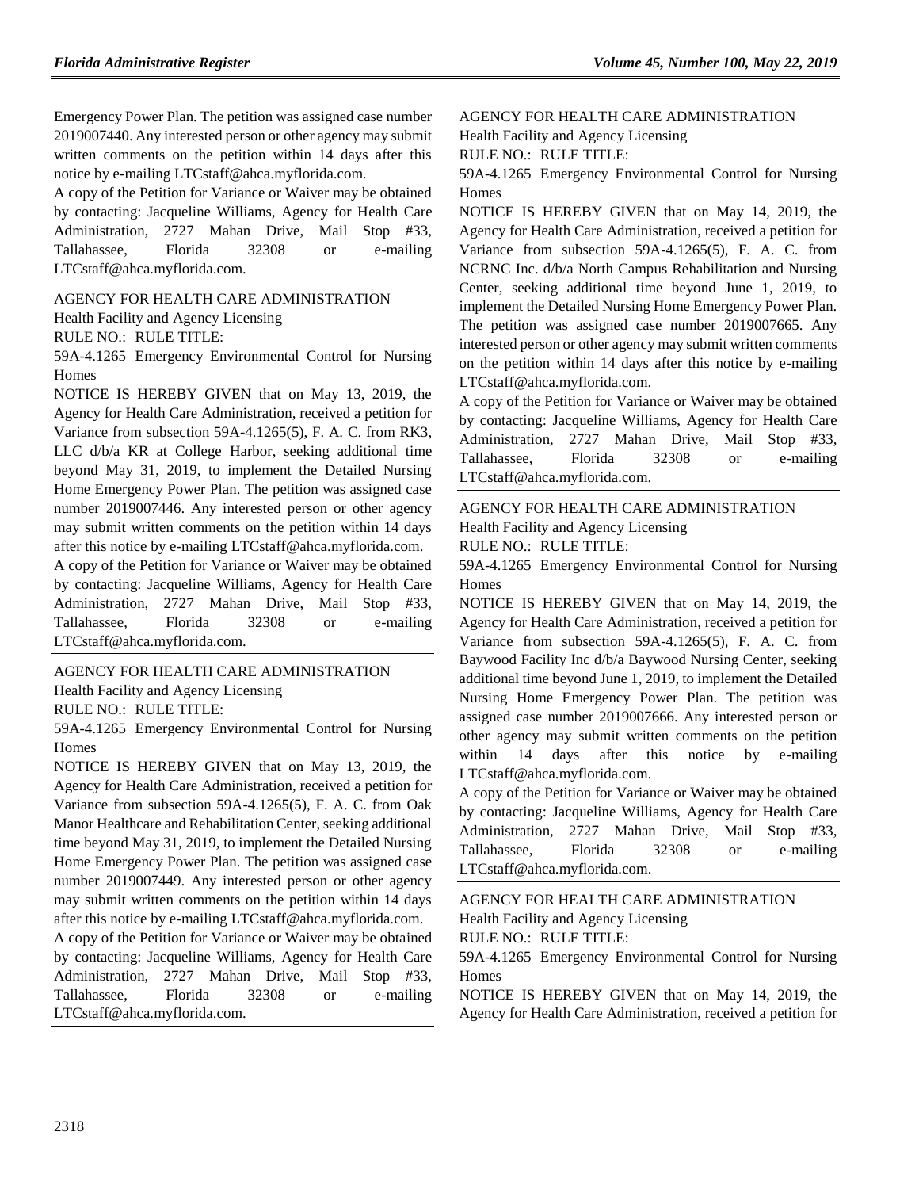Emergency Power Plan. The petition was assigned case number 2019007440. Any interested person or other agency may submit written comments on the petition within 14 days after this notice by e-mailing LTCstaff@ahca.myflorida.com.

A copy of the Petition for Variance or Waiver may be obtained by contacting: Jacqueline Williams, Agency for Health Care Administration, 2727 Mahan Drive, Mail Stop #33, Tallahassee, Florida 32308 or e-mailing LTCstaff@ahca.myflorida.com.

AGENCY FOR HEALTH CARE ADMINISTRATION

Health Facility and Agency Licensing

RULE NO.: RULE TITLE:

59A-4.1265 Emergency Environmental Control for Nursing Homes

NOTICE IS HEREBY GIVEN that on May 13, 2019, the Agency for Health Care Administration, received a petition for Variance from subsection 59A-4.1265(5), F. A. C. from RK3, LLC d/b/a KR at College Harbor, seeking additional time beyond May 31, 2019, to implement the Detailed Nursing Home Emergency Power Plan. The petition was assigned case number 2019007446. Any interested person or other agency may submit written comments on the petition within 14 days after this notice by e-mailing LTCstaff@ahca.myflorida.com.

A copy of the Petition for Variance or Waiver may be obtained by contacting: Jacqueline Williams, Agency for Health Care Administration, 2727 Mahan Drive, Mail Stop #33, Tallahassee, Florida 32308 or e-mailing LTCstaff@ahca.myflorida.com.

AGENCY FOR HEALTH CARE ADMINISTRATION

Health Facility and Agency Licensing

RULE NO.: RULE TITLE:

59A-4.1265 Emergency Environmental Control for Nursing Homes

NOTICE IS HEREBY GIVEN that on May 13, 2019, the Agency for Health Care Administration, received a petition for Variance from subsection 59A-4.1265(5), F. A. C. from Oak Manor Healthcare and Rehabilitation Center, seeking additional time beyond May 31, 2019, to implement the Detailed Nursing Home Emergency Power Plan. The petition was assigned case number 2019007449. Any interested person or other agency may submit written comments on the petition within 14 days after this notice by e-mailing LTCstaff@ahca.myflorida.com.

A copy of the Petition for Variance or Waiver may be obtained by contacting: Jacqueline Williams, Agency for Health Care Administration, 2727 Mahan Drive, Mail Stop #33, Tallahassee, Florida 32308 or e-mailing LTCstaff@ahca.myflorida.com.

AGENCY FOR HEALTH CARE ADMINISTRATION

Health Facility and Agency Licensing

RULE NO.: RULE TITLE:

59A-4.1265 Emergency Environmental Control for Nursing Homes

NOTICE IS HEREBY GIVEN that on May 14, 2019, the Agency for Health Care Administration, received a petition for Variance from subsection 59A-4.1265(5), F. A. C. from NCRNC Inc. d/b/a North Campus Rehabilitation and Nursing Center, seeking additional time beyond June 1, 2019, to implement the Detailed Nursing Home Emergency Power Plan. The petition was assigned case number 2019007665. Any interested person or other agency may submit written comments on the petition within 14 days after this notice by e-mailing LTCstaff@ahca.myflorida.com.

A copy of the Petition for Variance or Waiver may be obtained by contacting: Jacqueline Williams, Agency for Health Care Administration, 2727 Mahan Drive, Mail Stop #33, Tallahassee, Florida 32308 or e-mailing LTCstaff@ahca.myflorida.com.

AGENCY FOR HEALTH CARE ADMINISTRATION

Health Facility and Agency Licensing

RULE NO.: RULE TITLE:

59A-4.1265 Emergency Environmental Control for Nursing Homes

NOTICE IS HEREBY GIVEN that on May 14, 2019, the Agency for Health Care Administration, received a petition for Variance from subsection 59A-4.1265(5), F. A. C. from Baywood Facility Inc d/b/a Baywood Nursing Center, seeking additional time beyond June 1, 2019, to implement the Detailed Nursing Home Emergency Power Plan. The petition was assigned case number 2019007666. Any interested person or other agency may submit written comments on the petition within 14 days after this notice by e-mailing LTCstaff@ahca.myflorida.com.

A copy of the Petition for Variance or Waiver may be obtained by contacting: Jacqueline Williams, Agency for Health Care Administration, 2727 Mahan Drive, Mail Stop #33, Tallahassee, Florida 32308 or e-mailing LTCstaff@ahca.myflorida.com.

AGENCY FOR HEALTH CARE ADMINISTRATION

Health Facility and Agency Licensing

RULE NO.: RULE TITLE:

59A-4.1265 Emergency Environmental Control for Nursing Homes

NOTICE IS HEREBY GIVEN that on May 14, 2019, the Agency for Health Care Administration, received a petition for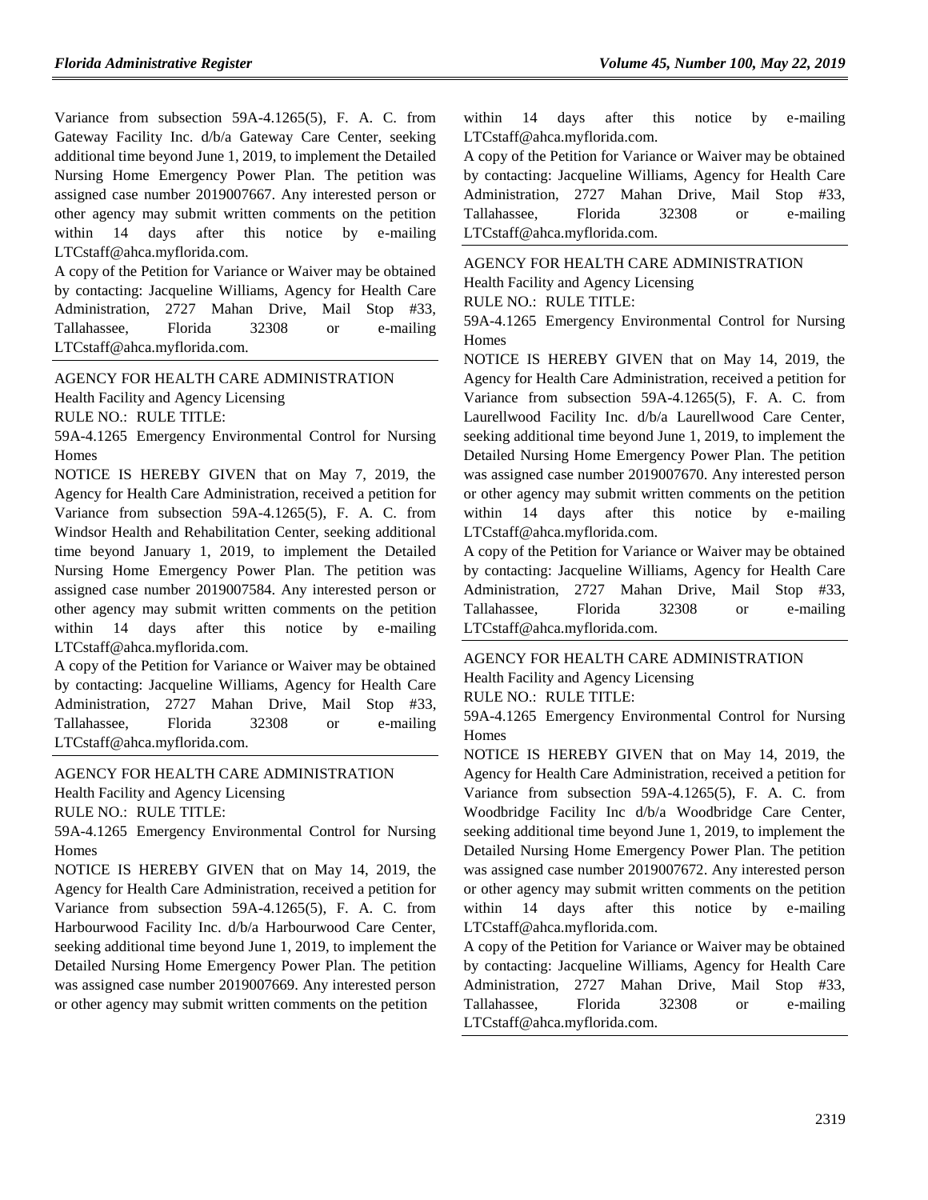Variance from subsection 59A-4.1265(5), F. A. C. from Gateway Facility Inc. d/b/a Gateway Care Center, seeking additional time beyond June 1, 2019, to implement the Detailed Nursing Home Emergency Power Plan. The petition was assigned case number 2019007667. Any interested person or other agency may submit written comments on the petition within 14 days after this notice by e-mailing LTCstaff@ahca.myflorida.com.

A copy of the Petition for Variance or Waiver may be obtained by contacting: Jacqueline Williams, Agency for Health Care Administration, 2727 Mahan Drive, Mail Stop #33, Tallahassee, Florida 32308 or e-mailing LTCstaff@ahca.myflorida.com.

---

AGENCY FOR HEALTH CARE ADMINISTRATION

Health Facility and Agency Licensing

RULE NO.: RULE TITLE:

59A-4.1265 Emergency Environmental Control for Nursing Homes

NOTICE IS HEREBY GIVEN that on May 7, 2019, the Agency for Health Care Administration, received a petition for Variance from subsection 59A-4.1265(5), F. A. C. from Windsor Health and Rehabilitation Center, seeking additional time beyond January 1, 2019, to implement the Detailed Nursing Home Emergency Power Plan. The petition was assigned case number 2019007584. Any interested person or other agency may submit written comments on the petition within 14 days after this notice by e-mailing LTCstaff@ahca.myflorida.com.

A copy of the Petition for Variance or Waiver may be obtained by contacting: Jacqueline Williams, Agency for Health Care Administration, 2727 Mahan Drive, Mail Stop #33, Tallahassee, Florida 32308 or e-mailing LTCstaff@ahca.myflorida.com.

---

AGENCY FOR HEALTH CARE ADMINISTRATION

Health Facility and Agency Licensing

RULE NO.: RULE TITLE:

59A-4.1265 Emergency Environmental Control for Nursing Homes

NOTICE IS HEREBY GIVEN that on May 14, 2019, the Agency for Health Care Administration, received a petition for Variance from subsection 59A-4.1265(5), F. A. C. from Harbourwood Facility Inc. d/b/a Harbourwood Care Center, seeking additional time beyond June 1, 2019, to implement the Detailed Nursing Home Emergency Power Plan. The petition was assigned case number 2019007669. Any interested person or other agency may submit written comments on the petition within 14 days after this notice by e-mailing LTCstaff@ahca.myflorida.com.

A copy of the Petition for Variance or Waiver may be obtained by contacting: Jacqueline Williams, Agency for Health Care Administration, 2727 Mahan Drive, Mail Stop #33, Tallahassee, Florida 32308 or e-mailing LTCstaff@ahca.myflorida.com.

---

AGENCY FOR HEALTH CARE ADMINISTRATION

Health Facility and Agency Licensing

RULE NO.: RULE TITLE:

59A-4.1265 Emergency Environmental Control for Nursing Homes

NOTICE IS HEREBY GIVEN that on May 14, 2019, the Agency for Health Care Administration, received a petition for Variance from subsection 59A-4.1265(5), F. A. C. from Laurellwood Facility Inc. d/b/a Laurellwood Care Center, seeking additional time beyond June 1, 2019, to implement the Detailed Nursing Home Emergency Power Plan. The petition was assigned case number 2019007670. Any interested person or other agency may submit written comments on the petition within 14 days after this notice by e-mailing LTCstaff@ahca.myflorida.com.

A copy of the Petition for Variance or Waiver may be obtained by contacting: Jacqueline Williams, Agency for Health Care Administration, 2727 Mahan Drive, Mail Stop #33, Tallahassee, Florida 32308 or e-mailing LTCstaff@ahca.myflorida.com.

---

AGENCY FOR HEALTH CARE ADMINISTRATION

Health Facility and Agency Licensing

RULE NO.: RULE TITLE:

59A-4.1265 Emergency Environmental Control for Nursing Homes

NOTICE IS HEREBY GIVEN that on May 14, 2019, the Agency for Health Care Administration, received a petition for Variance from subsection 59A-4.1265(5), F. A. C. from Woodbridge Facility Inc d/b/a Woodbridge Care Center, seeking additional time beyond June 1, 2019, to implement the Detailed Nursing Home Emergency Power Plan. The petition was assigned case number 2019007672. Any interested person or other agency may submit written comments on the petition within 14 days after this notice by e-mailing LTCstaff@ahca.myflorida.com.

A copy of the Petition for Variance or Waiver may be obtained by contacting: Jacqueline Williams, Agency for Health Care Administration, 2727 Mahan Drive, Mail Stop #33, Tallahassee, Florida 32308 or e-mailing LTCstaff@ahca.myflorida.com.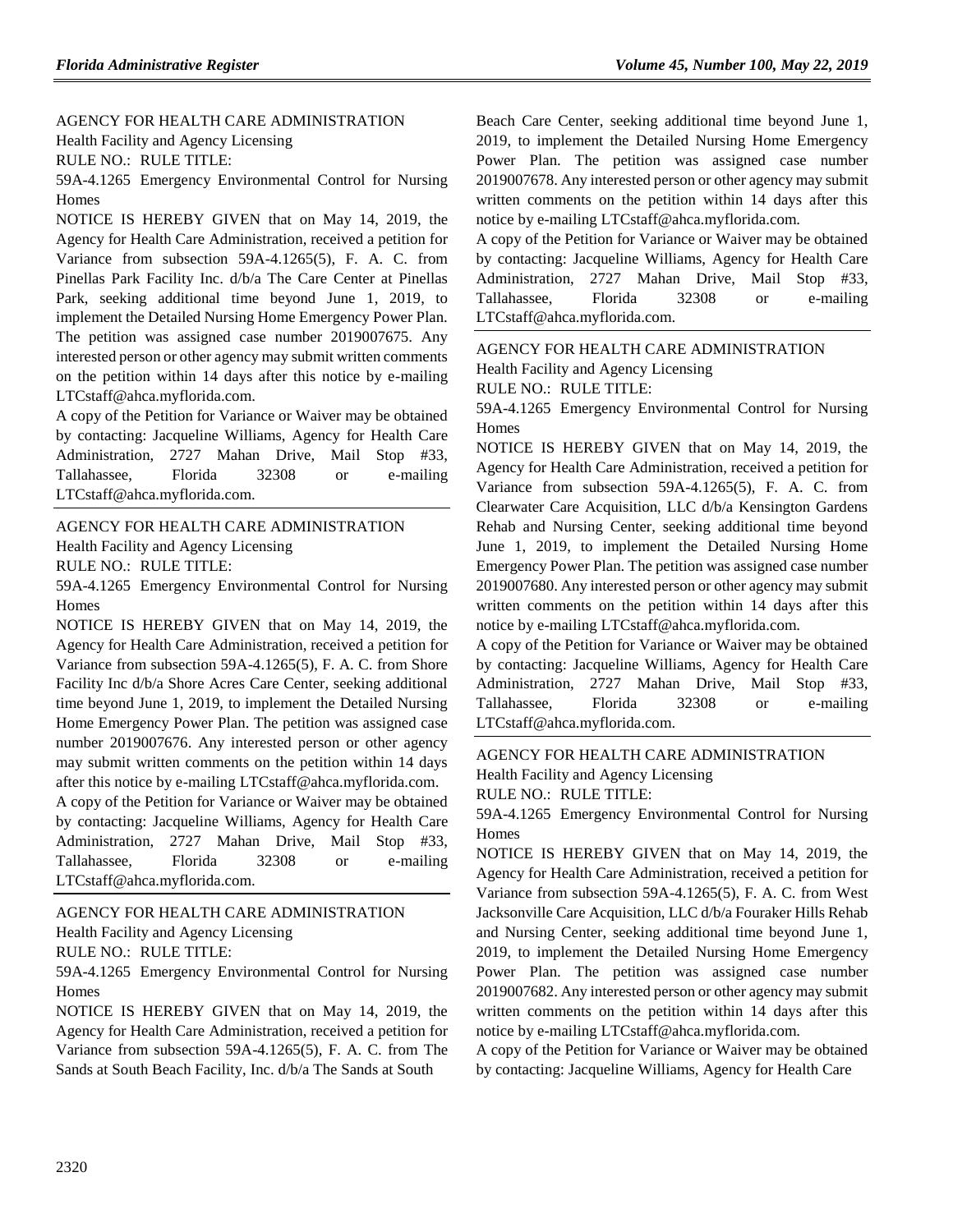AGENCY FOR HEALTH CARE ADMINISTRATION

Health Facility and Agency Licensing

RULE NO.: RULE TITLE:

59A-4.1265 Emergency Environmental Control for Nursing Homes

NOTICE IS HEREBY GIVEN that on May 14, 2019, the Agency for Health Care Administration, received a petition for Variance from subsection 59A-4.1265(5), F. A. C. from Pinellas Park Facility Inc. d/b/a The Care Center at Pinellas Park, seeking additional time beyond June 1, 2019, to implement the Detailed Nursing Home Emergency Power Plan. The petition was assigned case number 2019007675. Any interested person or other agency may submit written comments on the petition within 14 days after this notice by e-mailing LTCstaff@ahca.myflorida.com.

A copy of the Petition for Variance or Waiver may be obtained by contacting: Jacqueline Williams, Agency for Health Care Administration, 2727 Mahan Drive, Mail Stop #33, Tallahassee, Florida 32308 or e-mailing LTCstaff@ahca.myflorida.com.

---

AGENCY FOR HEALTH CARE ADMINISTRATION

Health Facility and Agency Licensing

RULE NO.: RULE TITLE:

59A-4.1265 Emergency Environmental Control for Nursing Homes

NOTICE IS HEREBY GIVEN that on May 14, 2019, the Agency for Health Care Administration, received a petition for Variance from subsection 59A-4.1265(5), F. A. C. from Shore Facility Inc d/b/a Shore Acres Care Center, seeking additional time beyond June 1, 2019, to implement the Detailed Nursing Home Emergency Power Plan. The petition was assigned case number 2019007676. Any interested person or other agency may submit written comments on the petition within 14 days after this notice by e-mailing LTCstaff@ahca.myflorida.com.

A copy of the Petition for Variance or Waiver may be obtained by contacting: Jacqueline Williams, Agency for Health Care Administration, 2727 Mahan Drive, Mail Stop #33, Tallahassee, Florida 32308 or e-mailing LTCstaff@ahca.myflorida.com.

---

AGENCY FOR HEALTH CARE ADMINISTRATION

Health Facility and Agency Licensing

RULE NO.: RULE TITLE:

59A-4.1265 Emergency Environmental Control for Nursing Homes

NOTICE IS HEREBY GIVEN that on May 14, 2019, the Agency for Health Care Administration, received a petition for Variance from subsection 59A-4.1265(5), F. A. C. from The Sands at South Beach Facility, Inc. d/b/a The Sands at South Beach Care Center, seeking additional time beyond June 1, 2019, to implement the Detailed Nursing Home Emergency Power Plan. The petition was assigned case number 2019007678. Any interested person or other agency may submit written comments on the petition within 14 days after this notice by e-mailing LTCstaff@ahca.myflorida.com.

A copy of the Petition for Variance or Waiver may be obtained by contacting: Jacqueline Williams, Agency for Health Care Administration, 2727 Mahan Drive, Mail Stop #33, Tallahassee, Florida 32308 or e-mailing LTCstaff@ahca.myflorida.com.

---

AGENCY FOR HEALTH CARE ADMINISTRATION

Health Facility and Agency Licensing

RULE NO.: RULE TITLE:

59A-4.1265 Emergency Environmental Control for Nursing Homes

NOTICE IS HEREBY GIVEN that on May 14, 2019, the Agency for Health Care Administration, received a petition for Variance from subsection 59A-4.1265(5), F. A. C. from Clearwater Care Acquisition, LLC d/b/a Kensington Gardens Rehab and Nursing Center, seeking additional time beyond June 1, 2019, to implement the Detailed Nursing Home Emergency Power Plan. The petition was assigned case number 2019007680. Any interested person or other agency may submit written comments on the petition within 14 days after this notice by e-mailing LTCstaff@ahca.myflorida.com.

A copy of the Petition for Variance or Waiver may be obtained by contacting: Jacqueline Williams, Agency for Health Care Administration, 2727 Mahan Drive, Mail Stop #33, Tallahassee, Florida 32308 or e-mailing LTCstaff@ahca.myflorida.com.

---

AGENCY FOR HEALTH CARE ADMINISTRATION

Health Facility and Agency Licensing

RULE NO.: RULE TITLE:

59A-4.1265 Emergency Environmental Control for Nursing Homes

NOTICE IS HEREBY GIVEN that on May 14, 2019, the Agency for Health Care Administration, received a petition for Variance from subsection 59A-4.1265(5), F. A. C. from West Jacksonville Care Acquisition, LLC d/b/a Fouraker Hills Rehab and Nursing Center, seeking additional time beyond June 1, 2019, to implement the Detailed Nursing Home Emergency Power Plan. The petition was assigned case number 2019007682. Any interested person or other agency may submit written comments on the petition within 14 days after this notice by e-mailing LTCstaff@ahca.myflorida.com.

A copy of the Petition for Variance or Waiver may be obtained by contacting: Jacqueline Williams, Agency for Health Care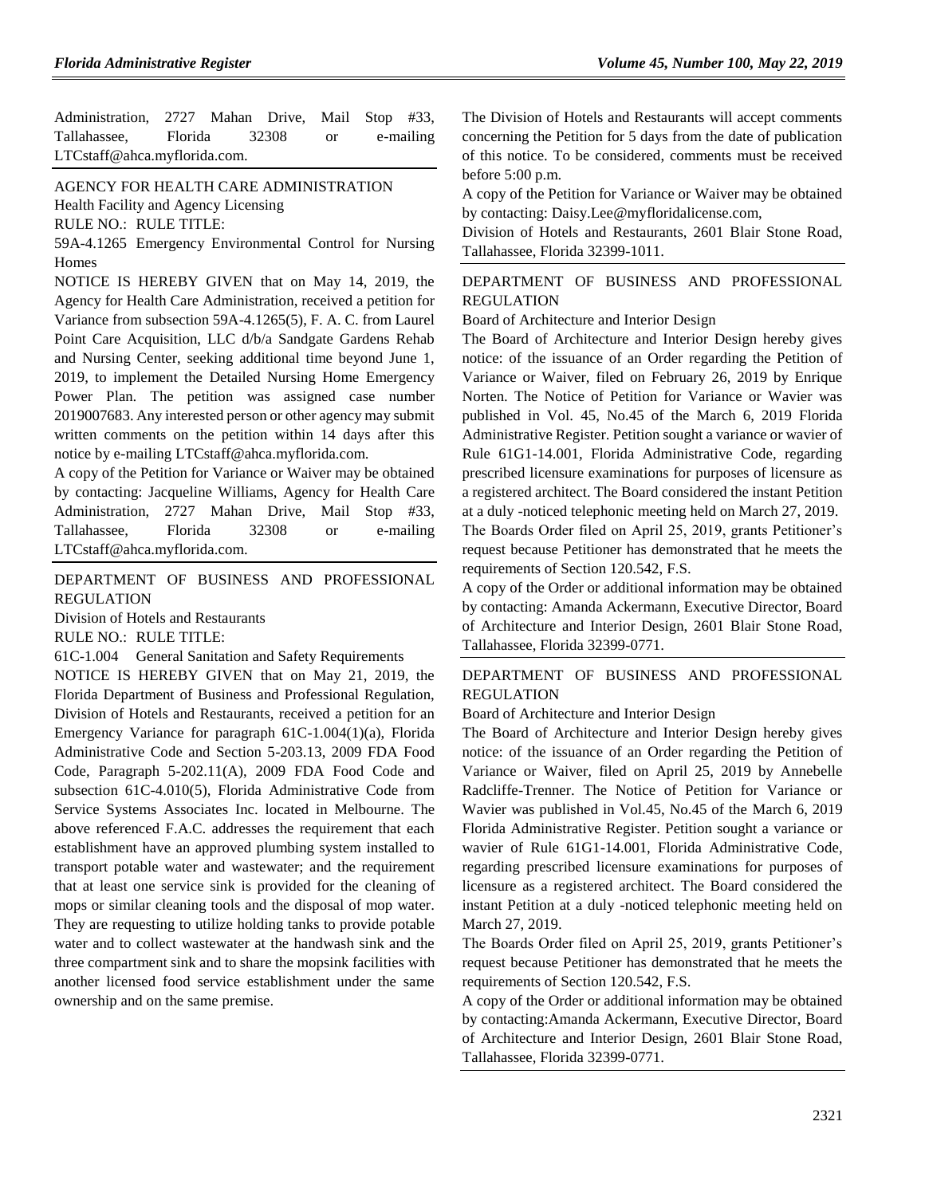Administration, 2727 Mahan Drive, Mail Stop #33, Tallahassee, Florida 32308 or e-mailing LTCstaff@ahca.myflorida.com.

AGENCY FOR HEALTH CARE ADMINISTRATION

Health Facility and Agency Licensing

RULE NO.: RULE TITLE:

59A-4.1265 Emergency Environmental Control for Nursing Homes

NOTICE IS HEREBY GIVEN that on May 14, 2019, the Agency for Health Care Administration, received a petition for Variance from subsection 59A-4.1265(5), F. A. C. from Laurel Point Care Acquisition, LLC d/b/a Sandgate Gardens Rehab and Nursing Center, seeking additional time beyond June 1, 2019, to implement the Detailed Nursing Home Emergency Power Plan. The petition was assigned case number 2019007683. Any interested person or other agency may submit written comments on the petition within 14 days after this notice by e-mailing LTCstaff@ahca.myflorida.com.

A copy of the Petition for Variance or Waiver may be obtained by contacting: Jacqueline Williams, Agency for Health Care Administration, 2727 Mahan Drive, Mail Stop #33, Tallahassee, Florida 32308 or e-mailing LTCstaff@ahca.myflorida.com.

DEPARTMENT OF BUSINESS AND PROFESSIONAL REGULATION

Division of Hotels and Restaurants

RULE NO.: RULE TITLE:

61C-1.004 General Sanitation and Safety Requirements

NOTICE IS HEREBY GIVEN that on May 21, 2019, the Florida Department of Business and Professional Regulation, Division of Hotels and Restaurants, received a petition for an Emergency Variance for paragraph 61C-1.004(1)(a), Florida Administrative Code and Section 5-203.13, 2009 FDA Food Code, Paragraph 5-202.11(A), 2009 FDA Food Code and subsection 61C-4.010(5), Florida Administrative Code from Service Systems Associates Inc. located in Melbourne. The above referenced F.A.C. addresses the requirement that each establishment have an approved plumbing system installed to transport potable water and wastewater; and the requirement that at least one service sink is provided for the cleaning of mops or similar cleaning tools and the disposal of mop water. They are requesting to utilize holding tanks to provide potable water and to collect wastewater at the handwash sink and the three compartment sink and to share the mopsink facilities with another licensed food service establishment under the same ownership and on the same premise.

The Division of Hotels and Restaurants will accept comments concerning the Petition for 5 days from the date of publication of this notice. To be considered, comments must be received before 5:00 p.m.

A copy of the Petition for Variance or Waiver may be obtained by contacting: Daisy.Lee@myfloridalicense.com, Division of Hotels and Restaurants, 2601 Blair Stone Road, Tallahassee, Florida 32399-1011.

DEPARTMENT OF BUSINESS AND PROFESSIONAL REGULATION

Board of Architecture and Interior Design

The Board of Architecture and Interior Design hereby gives notice: of the issuance of an Order regarding the Petition of Variance or Waiver, filed on February 26, 2019 by Enrique Norten. The Notice of Petition for Variance or Wavier was published in Vol. 45, No.45 of the March 6, 2019 Florida Administrative Register. Petition sought a variance or wavier of Rule 61G1-14.001, Florida Administrative Code, regarding prescribed licensure examinations for purposes of licensure as a registered architect. The Board considered the instant Petition at a duly -noticed telephonic meeting held on March 27, 2019.

The Boards Order filed on April 25, 2019, grants Petitioner's request because Petitioner has demonstrated that he meets the requirements of Section 120.542, F.S.

A copy of the Order or additional information may be obtained by contacting: Amanda Ackermann, Executive Director, Board of Architecture and Interior Design, 2601 Blair Stone Road, Tallahassee, Florida 32399-0771.

DEPARTMENT OF BUSINESS AND PROFESSIONAL REGULATION

Board of Architecture and Interior Design

The Board of Architecture and Interior Design hereby gives notice: of the issuance of an Order regarding the Petition of Variance or Waiver, filed on April 25, 2019 by Annebelle Radcliffe-Trenner. The Notice of Petition for Variance or Wavier was published in Vol.45, No.45 of the March 6, 2019 Florida Administrative Register. Petition sought a variance or wavier of Rule 61G1-14.001, Florida Administrative Code, regarding prescribed licensure examinations for purposes of licensure as a registered architect. The Board considered the instant Petition at a duly -noticed telephonic meeting held on March 27, 2019.

The Boards Order filed on April 25, 2019, grants Petitioner's request because Petitioner has demonstrated that he meets the requirements of Section 120.542, F.S.

A copy of the Order or additional information may be obtained by contacting:Amanda Ackermann, Executive Director, Board of Architecture and Interior Design, 2601 Blair Stone Road, Tallahassee, Florida 32399-0771.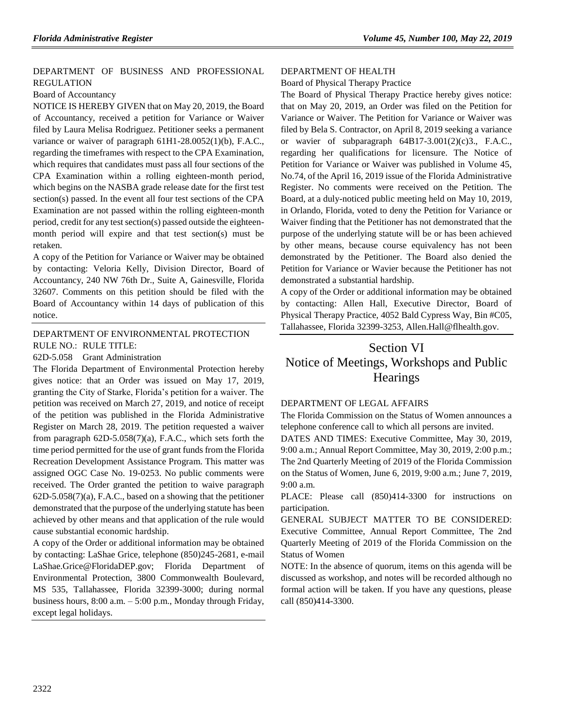DEPARTMENT OF BUSINESS AND PROFESSIONAL REGULATION

Board of Accountancy

NOTICE IS HEREBY GIVEN that on May 20, 2019, the Board of Accountancy, received a petition for Variance or Waiver filed by Laura Melisa Rodriguez. Petitioner seeks a permanent variance or waiver of paragraph 61H1-28.0052(1)(b), F.A.C., regarding the timeframes with respect to the CPA Examination, which requires that candidates must pass all four sections of the CPA Examination within a rolling eighteen-month period, which begins on the NASBA grade release date for the first test section(s) passed. In the event all four test sections of the CPA Examination are not passed within the rolling eighteen-month period, credit for any test section(s) passed outside the eighteen-month period will expire and that test section(s) must be retaken.

A copy of the Petition for Variance or Waiver may be obtained by contacting: Veloria Kelly, Division Director, Board of Accountancy, 240 NW 76th Dr., Suite A, Gainesville, Florida 32607. Comments on this petition should be filed with the Board of Accountancy within 14 days of publication of this notice.

DEPARTMENT OF ENVIRONMENTAL PROTECTION

RULE NO.: RULE TITLE:

62D-5.058 Grant Administration

The Florida Department of Environmental Protection hereby gives notice: that an Order was issued on May 17, 2019, granting the City of Starke, Florida's petition for a waiver. The petition was received on March 27, 2019, and notice of receipt of the petition was published in the Florida Administrative Register on March 28, 2019. The petition requested a waiver from paragraph 62D-5.058(7)(a), F.A.C., which sets forth the time period permitted for the use of grant funds from the Florida Recreation Development Assistance Program. This matter was assigned OGC Case No. 19-0253. No public comments were received. The Order granted the petition to waive paragraph 62D-5.058(7)(a), F.A.C., based on a showing that the petitioner demonstrated that the purpose of the underlying statute has been achieved by other means and that application of the rule would cause substantial economic hardship.

A copy of the Order or additional information may be obtained by contacting: LaShae Grice, telephone (850)245-2681, e-mail LaShae.Grice@FloridaDEP.gov; Florida Department of Environmental Protection, 3800 Commonwealth Boulevard, MS 535, Tallahassee, Florida 32399-3000; during normal business hours, 8:00 a.m. – 5:00 p.m., Monday through Friday, except legal holidays.

DEPARTMENT OF HEALTH

Board of Physical Therapy Practice

The Board of Physical Therapy Practice hereby gives notice: that on May 20, 2019, an Order was filed on the Petition for Variance or Waiver. The Petition for Variance or Waiver was filed by Bela S. Contractor, on April 8, 2019 seeking a variance or wavier of subparagraph 64B17-3.001(2)(c)3., F.A.C., regarding her qualifications for licensure. The Notice of Petition for Variance or Waiver was published in Volume 45, No.74, of the April 16, 2019 issue of the Florida Administrative Register. No comments were received on the Petition. The Board, at a duly-noticed public meeting held on May 10, 2019, in Orlando, Florida, voted to deny the Petition for Variance or Waiver finding that the Petitioner has not demonstrated that the purpose of the underlying statute will be or has been achieved by other means, because course equivalency has not been demonstrated by the Petitioner. The Board also denied the Petition for Variance or Wavier because the Petitioner has not demonstrated a substantial hardship.

A copy of the Order or additional information may be obtained by contacting: Allen Hall, Executive Director, Board of Physical Therapy Practice, 4052 Bald Cypress Way, Bin #C05, Tallahassee, Florida 32399-3253, Allen.Hall@flhealth.gov.

# Section VI
# Notice of Meetings, Workshops and Public Hearings

DEPARTMENT OF LEGAL AFFAIRS

The Florida Commission on the Status of Women announces a telephone conference call to which all persons are invited.

DATES AND TIMES: Executive Committee, May 30, 2019, 9:00 a.m.; Annual Report Committee, May 30, 2019, 2:00 p.m.; The 2nd Quarterly Meeting of 2019 of the Florida Commission on the Status of Women, June 6, 2019, 9:00 a.m.; June 7, 2019, 9:00 a.m.

PLACE: Please call (850)414-3300 for instructions on participation.

GENERAL SUBJECT MATTER TO BE CONSIDERED: Executive Committee, Annual Report Committee, The 2nd Quarterly Meeting of 2019 of the Florida Commission on the Status of Women

NOTE: In the absence of quorum, items on this agenda will be discussed as workshop, and notes will be recorded although no formal action will be taken. If you have any questions, please call (850)414-3300.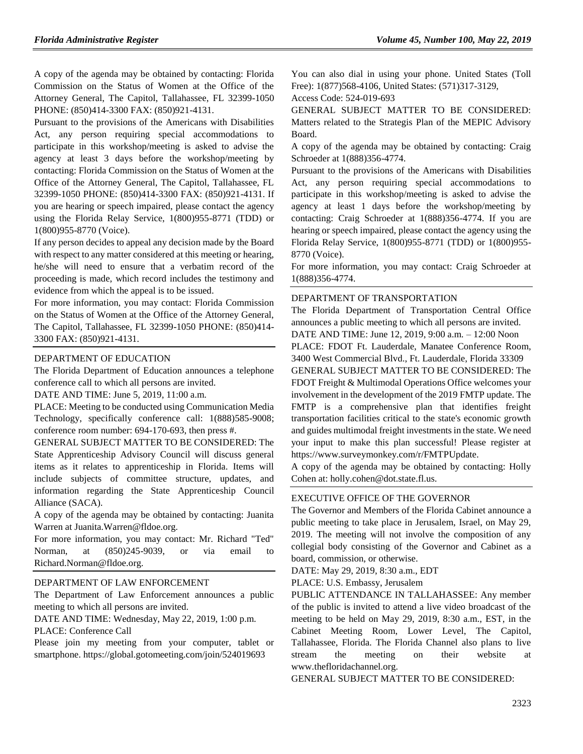A copy of the agenda may be obtained by contacting: Florida Commission on the Status of Women at the Office of the Attorney General, The Capitol, Tallahassee, FL 32399-1050 PHONE: (850)414-3300 FAX: (850)921-4131.

Pursuant to the provisions of the Americans with Disabilities Act, any person requiring special accommodations to participate in this workshop/meeting is asked to advise the agency at least 3 days before the workshop/meeting by contacting: Florida Commission on the Status of Women at the Office of the Attorney General, The Capitol, Tallahassee, FL 32399-1050 PHONE: (850)414-3300 FAX: (850)921-4131. If you are hearing or speech impaired, please contact the agency using the Florida Relay Service, 1(800)955-8771 (TDD) or 1(800)955-8770 (Voice).

If any person decides to appeal any decision made by the Board with respect to any matter considered at this meeting or hearing, he/she will need to ensure that a verbatim record of the proceeding is made, which record includes the testimony and evidence from which the appeal is to be issued.

For more information, you may contact: Florida Commission on the Status of Women at the Office of the Attorney General, The Capitol, Tallahassee, FL 32399-1050 PHONE: (850)414-3300 FAX: (850)921-4131.

## DEPARTMENT OF EDUCATION

The Florida Department of Education announces a telephone conference call to which all persons are invited.

DATE AND TIME: June 5, 2019, 11:00 a.m.

PLACE: Meeting to be conducted using Communication Media Technology, specifically conference call: 1(888)585-9008; conference room number: 694-170-693, then press #.

GENERAL SUBJECT MATTER TO BE CONSIDERED: The State Apprenticeship Advisory Council will discuss general items as it relates to apprenticeship in Florida. Items will include subjects of committee structure, updates, and information regarding the State Apprenticeship Council Alliance (SACA).

A copy of the agenda may be obtained by contacting: Juanita Warren at Juanita.Warren@fldoe.org.

For more information, you may contact: Mr. Richard "Ted" Norman, at (850)245-9039, or via email to Richard.Norman@fldoe.org.

## DEPARTMENT OF LAW ENFORCEMENT

The Department of Law Enforcement announces a public meeting to which all persons are invited.

DATE AND TIME: Wednesday, May 22, 2019, 1:00 p.m.

PLACE: Conference Call

Please join my meeting from your computer, tablet or smartphone. https://global.gotomeeting.com/join/524019693

You can also dial in using your phone. United States (Toll Free): 1(877)568-4106, United States: (571)317-3129, Access Code: 524-019-693

GENERAL SUBJECT MATTER TO BE CONSIDERED: Matters related to the Strategis Plan of the MEPIC Advisory Board.

A copy of the agenda may be obtained by contacting: Craig Schroeder at 1(888)356-4774.

Pursuant to the provisions of the Americans with Disabilities Act, any person requiring special accommodations to participate in this workshop/meeting is asked to advise the agency at least 1 days before the workshop/meeting by contacting: Craig Schroeder at 1(888)356-4774. If you are hearing or speech impaired, please contact the agency using the Florida Relay Service, 1(800)955-8771 (TDD) or 1(800)955-8770 (Voice).

For more information, you may contact: Craig Schroeder at 1(888)356-4774.

## DEPARTMENT OF TRANSPORTATION

The Florida Department of Transportation Central Office announces a public meeting to which all persons are invited.

DATE AND TIME: June 12, 2019, 9:00 a.m. – 12:00 Noon

PLACE: FDOT Ft. Lauderdale, Manatee Conference Room, 3400 West Commercial Blvd., Ft. Lauderdale, Florida 33309

GENERAL SUBJECT MATTER TO BE CONSIDERED: The FDOT Freight & Multimodal Operations Office welcomes your involvement in the development of the 2019 FMTP update. The FMTP is a comprehensive plan that identifies freight transportation facilities critical to the state's economic growth and guides multimodal freight investments in the state. We need your input to make this plan successful! Please register at https://www.surveymonkey.com/r/FMTPUpdate.

A copy of the agenda may be obtained by contacting: Holly Cohen at: holly.cohen@dot.state.fl.us.

## EXECUTIVE OFFICE OF THE GOVERNOR

The Governor and Members of the Florida Cabinet announce a public meeting to take place in Jerusalem, Israel, on May 29, 2019. The meeting will not involve the composition of any collegial body consisting of the Governor and Cabinet as a board, commission, or otherwise.

DATE: May 29, 2019, 8:30 a.m., EDT

PLACE: U.S. Embassy, Jerusalem

PUBLIC ATTENDANCE IN TALLAHASSEE: Any member of the public is invited to attend a live video broadcast of the meeting to be held on May 29, 2019, 8:30 a.m., EST, in the Cabinet Meeting Room, Lower Level, The Capitol, Tallahassee, Florida. The Florida Channel also plans to live stream the meeting on their website at www.thefloridachannel.org.

GENERAL SUBJECT MATTER TO BE CONSIDERED: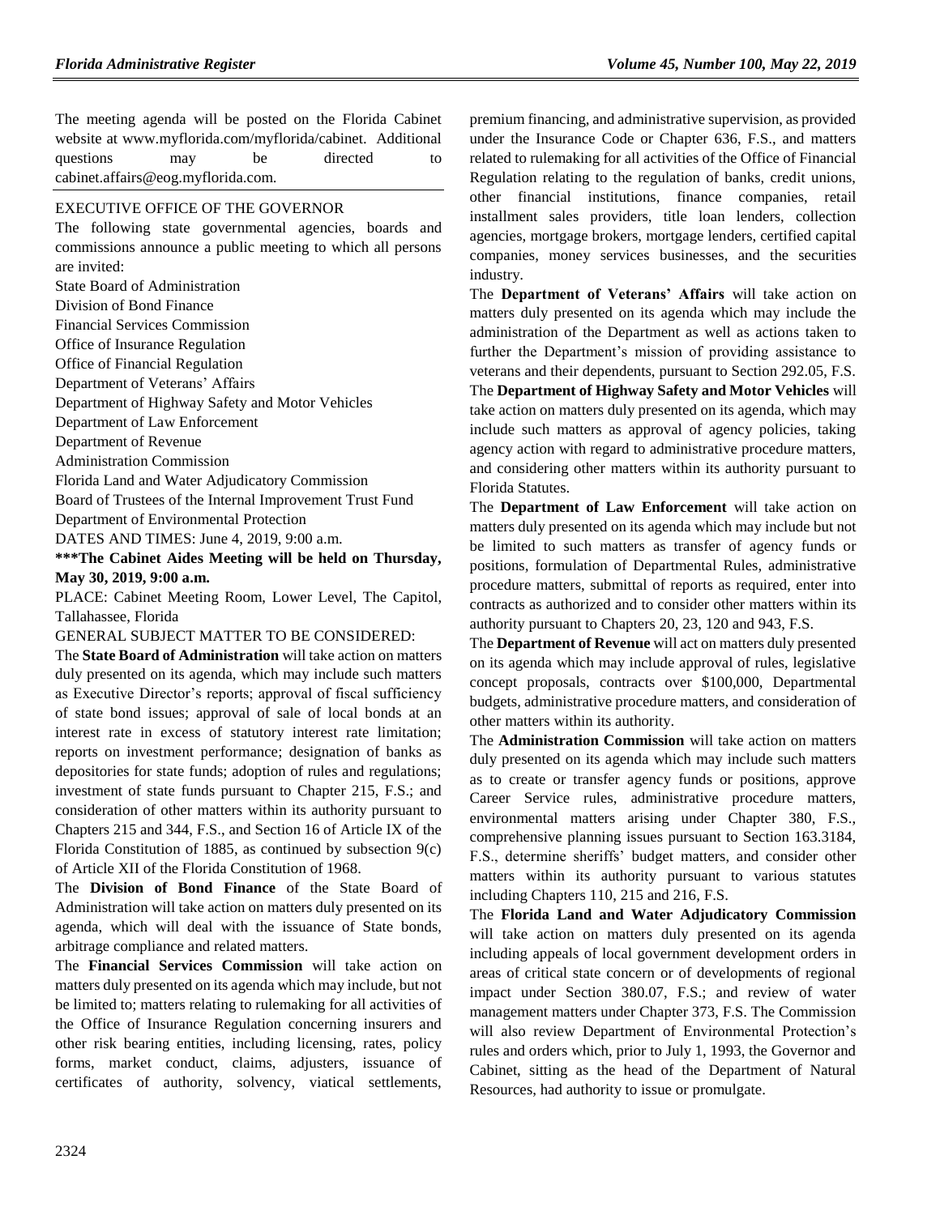The meeting agenda will be posted on the Florida Cabinet website at www.myflorida.com/myflorida/cabinet. Additional questions may be directed to cabinet.affairs@eog.myflorida.com.

EXECUTIVE OFFICE OF THE GOVERNOR

The following state governmental agencies, boards and commissions announce a public meeting to which all persons are invited:

State Board of Administration
Division of Bond Finance
Financial Services Commission
Office of Insurance Regulation
Office of Financial Regulation
Department of Veterans' Affairs
Department of Highway Safety and Motor Vehicles
Department of Law Enforcement
Department of Revenue
Administration Commission
Florida Land and Water Adjudicatory Commission
Board of Trustees of the Internal Improvement Trust Fund
Department of Environmental Protection

DATES AND TIMES: June 4, 2019, 9:00 a.m.

**\*\*\*The Cabinet Aides Meeting will be held on Thursday, May 30, 2019, 9:00 a.m.**

PLACE: Cabinet Meeting Room, Lower Level, The Capitol, Tallahassee, Florida

GENERAL SUBJECT MATTER TO BE CONSIDERED:

The **State Board of Administration** will take action on matters duly presented on its agenda, which may include such matters as Executive Director's reports; approval of fiscal sufficiency of state bond issues; approval of sale of local bonds at an interest rate in excess of statutory interest rate limitation; reports on investment performance; designation of banks as depositories for state funds; adoption of rules and regulations; investment of state funds pursuant to Chapter 215, F.S.; and consideration of other matters within its authority pursuant to Chapters 215 and 344, F.S., and Section 16 of Article IX of the Florida Constitution of 1885, as continued by subsection 9(c) of Article XII of the Florida Constitution of 1968.

The **Division of Bond Finance** of the State Board of Administration will take action on matters duly presented on its agenda, which will deal with the issuance of State bonds, arbitrage compliance and related matters.

The **Financial Services Commission** will take action on matters duly presented on its agenda which may include, but not be limited to; matters relating to rulemaking for all activities of the Office of Insurance Regulation concerning insurers and other risk bearing entities, including licensing, rates, policy forms, market conduct, claims, adjusters, issuance of certificates of authority, solvency, viatical settlements, premium financing, and administrative supervision, as provided under the Insurance Code or Chapter 636, F.S., and matters related to rulemaking for all activities of the Office of Financial Regulation relating to the regulation of banks, credit unions, other financial institutions, finance companies, retail installment sales providers, title loan lenders, collection agencies, mortgage brokers, mortgage lenders, certified capital companies, money services businesses, and the securities industry.

The **Department of Veterans' Affairs** will take action on matters duly presented on its agenda which may include the administration of the Department as well as actions taken to further the Department's mission of providing assistance to veterans and their dependents, pursuant to Section 292.05, F.S.

The **Department of Highway Safety and Motor Vehicles** will take action on matters duly presented on its agenda, which may include such matters as approval of agency policies, taking agency action with regard to administrative procedure matters, and considering other matters within its authority pursuant to Florida Statutes.

The **Department of Law Enforcement** will take action on matters duly presented on its agenda which may include but not be limited to such matters as transfer of agency funds or positions, formulation of Departmental Rules, administrative procedure matters, submittal of reports as required, enter into contracts as authorized and to consider other matters within its authority pursuant to Chapters 20, 23, 120 and 943, F.S.

The **Department of Revenue** will act on matters duly presented on its agenda which may include approval of rules, legislative concept proposals, contracts over $100,000, Departmental budgets, administrative procedure matters, and consideration of other matters within its authority.

The **Administration Commission** will take action on matters duly presented on its agenda which may include such matters as to create or transfer agency funds or positions, approve Career Service rules, administrative procedure matters, environmental matters arising under Chapter 380, F.S., comprehensive planning issues pursuant to Section 163.3184, F.S., determine sheriffs' budget matters, and consider other matters within its authority pursuant to various statutes including Chapters 110, 215 and 216, F.S.

The **Florida Land and Water Adjudicatory Commission** will take action on matters duly presented on its agenda including appeals of local government development orders in areas of critical state concern or of developments of regional impact under Section 380.07, F.S.; and review of water management matters under Chapter 373, F.S. The Commission will also review Department of Environmental Protection's rules and orders which, prior to July 1, 1993, the Governor and Cabinet, sitting as the head of the Department of Natural Resources, had authority to issue or promulgate.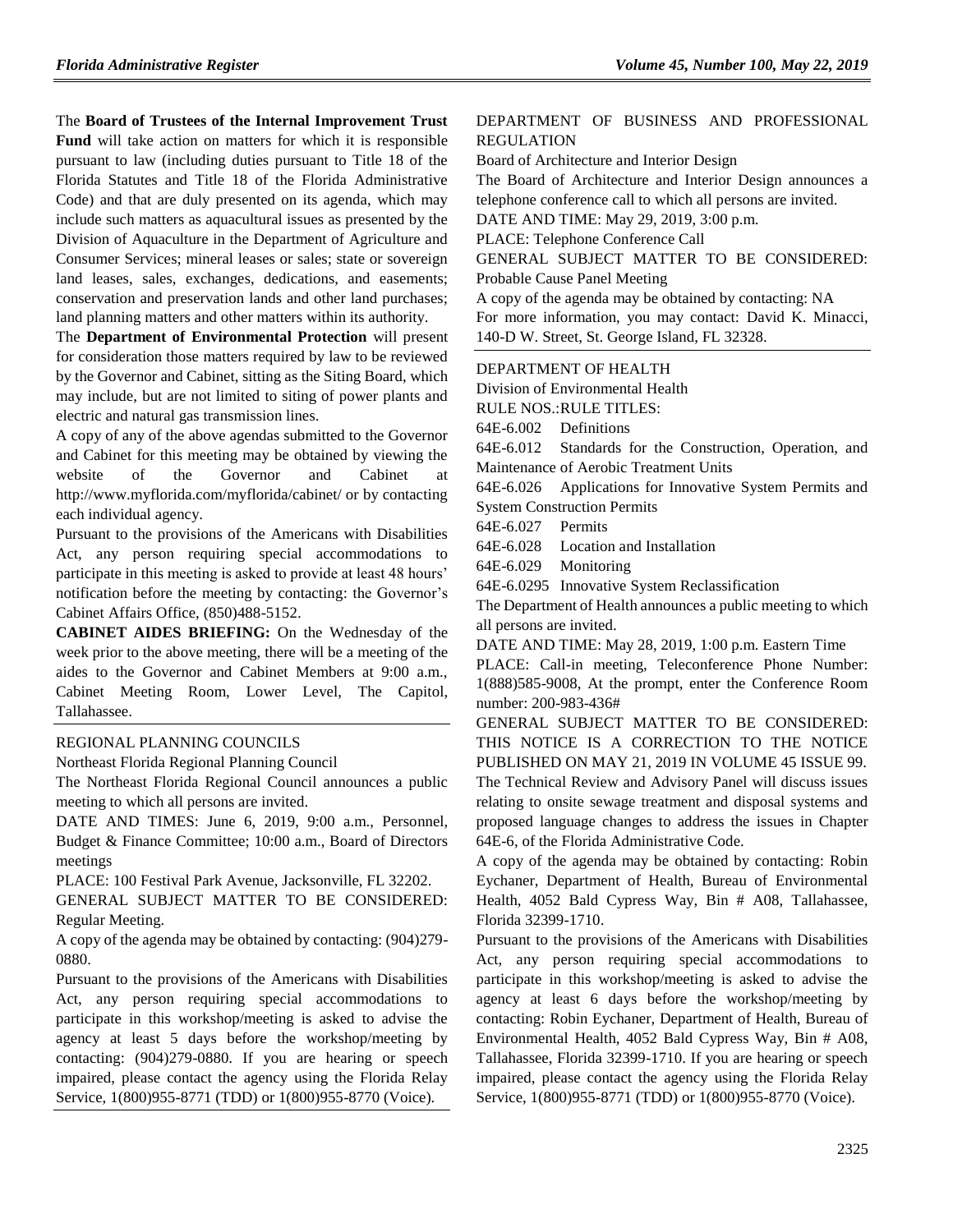The **Board of Trustees of the Internal Improvement Trust Fund** will take action on matters for which it is responsible pursuant to law (including duties pursuant to Title 18 of the Florida Statutes and Title 18 of the Florida Administrative Code) and that are duly presented on its agenda, which may include such matters as aquacultural issues as presented by the Division of Aquaculture in the Department of Agriculture and Consumer Services; mineral leases or sales; state or sovereign land leases, sales, exchanges, dedications, and easements; conservation and preservation lands and other land purchases; land planning matters and other matters within its authority.

The **Department of Environmental Protection** will present for consideration those matters required by law to be reviewed by the Governor and Cabinet, sitting as the Siting Board, which may include, but are not limited to siting of power plants and electric and natural gas transmission lines.

A copy of any of the above agendas submitted to the Governor and Cabinet for this meeting may be obtained by viewing the website of the Governor and Cabinet at http://www.myflorida.com/myflorida/cabinet/ or by contacting each individual agency.

Pursuant to the provisions of the Americans with Disabilities Act, any person requiring special accommodations to participate in this meeting is asked to provide at least 48 hours' notification before the meeting by contacting: the Governor's Cabinet Affairs Office, (850)488-5152.

**CABINET AIDES BRIEFING:** On the Wednesday of the week prior to the above meeting, there will be a meeting of the aides to the Governor and Cabinet Members at 9:00 a.m., Cabinet Meeting Room, Lower Level, The Capitol, Tallahassee.

---

REGIONAL PLANNING COUNCILS

Northeast Florida Regional Planning Council

The Northeast Florida Regional Council announces a public meeting to which all persons are invited.

DATE AND TIMES: June 6, 2019, 9:00 a.m., Personnel, Budget & Finance Committee; 10:00 a.m., Board of Directors meetings

PLACE: 100 Festival Park Avenue, Jacksonville, FL 32202.

GENERAL SUBJECT MATTER TO BE CONSIDERED: Regular Meeting.

A copy of the agenda may be obtained by contacting: (904)279-0880.

Pursuant to the provisions of the Americans with Disabilities Act, any person requiring special accommodations to participate in this workshop/meeting is asked to advise the agency at least 5 days before the workshop/meeting by contacting: (904)279-0880. If you are hearing or speech impaired, please contact the agency using the Florida Relay Service, 1(800)955-8771 (TDD) or 1(800)955-8770 (Voice).

---

DEPARTMENT OF BUSINESS AND PROFESSIONAL REGULATION

Board of Architecture and Interior Design

The Board of Architecture and Interior Design announces a telephone conference call to which all persons are invited.

DATE AND TIME: May 29, 2019, 3:00 p.m.

PLACE: Telephone Conference Call

GENERAL SUBJECT MATTER TO BE CONSIDERED: Probable Cause Panel Meeting

A copy of the agenda may be obtained by contacting: NA

For more information, you may contact: David K. Minacci, 140-D W. Street, St. George Island, FL 32328.

---

DEPARTMENT OF HEALTH

Division of Environmental Health

RULE NOS.:RULE TITLES:

64E-6.002 Definitions

64E-6.012 Standards for the Construction, Operation, and Maintenance of Aerobic Treatment Units

64E-6.026 Applications for Innovative System Permits and System Construction Permits

64E-6.027 Permits

64E-6.028 Location and Installation

64E-6.029 Monitoring

64E-6.0295 Innovative System Reclassification

The Department of Health announces a public meeting to which all persons are invited.

DATE AND TIME: May 28, 2019, 1:00 p.m. Eastern Time

PLACE: Call-in meeting, Teleconference Phone Number: 1(888)585-9008, At the prompt, enter the Conference Room number: 200-983-436#

GENERAL SUBJECT MATTER TO BE CONSIDERED: THIS NOTICE IS A CORRECTION TO THE NOTICE PUBLISHED ON MAY 21, 2019 IN VOLUME 45 ISSUE 99. The Technical Review and Advisory Panel will discuss issues relating to onsite sewage treatment and disposal systems and proposed language changes to address the issues in Chapter 64E-6, of the Florida Administrative Code.

A copy of the agenda may be obtained by contacting: Robin Eychaner, Department of Health, Bureau of Environmental Health, 4052 Bald Cypress Way, Bin # A08, Tallahassee, Florida 32399-1710.

Pursuant to the provisions of the Americans with Disabilities Act, any person requiring special accommodations to participate in this workshop/meeting is asked to advise the agency at least 6 days before the workshop/meeting by contacting: Robin Eychaner, Department of Health, Bureau of Environmental Health, 4052 Bald Cypress Way, Bin # A08, Tallahassee, Florida 32399-1710. If you are hearing or speech impaired, please contact the agency using the Florida Relay Service, 1(800)955-8771 (TDD) or 1(800)955-8770 (Voice).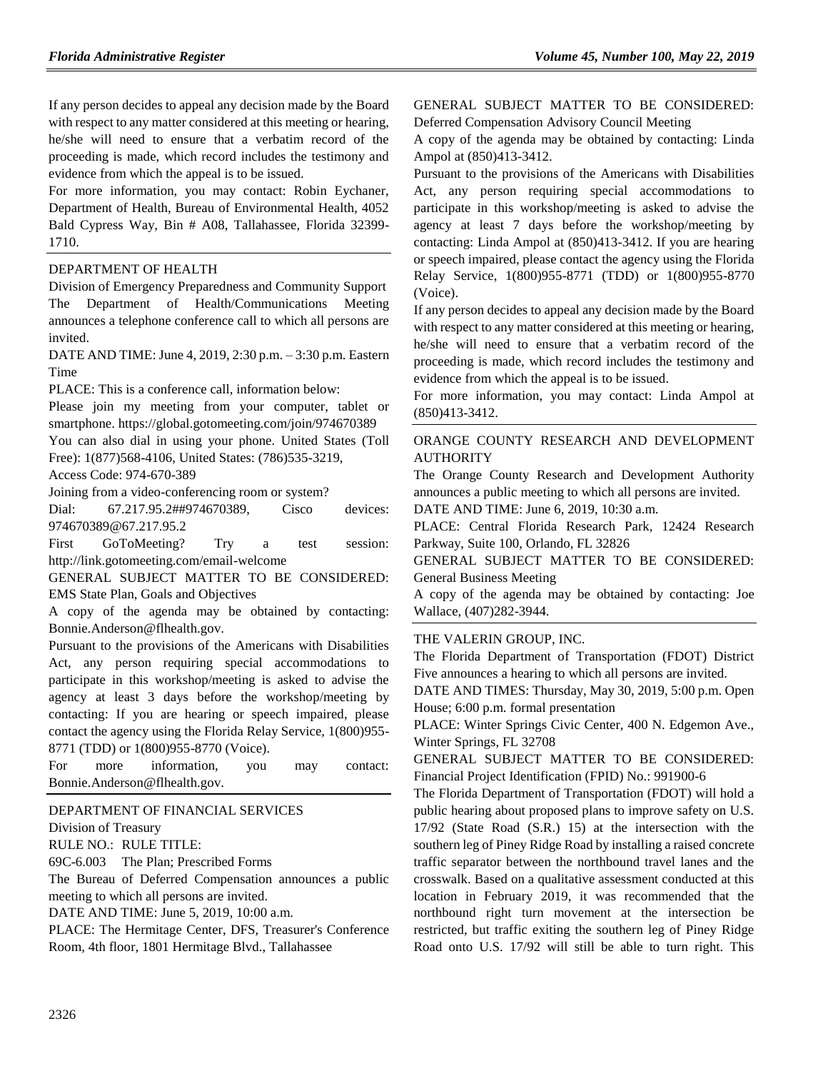If any person decides to appeal any decision made by the Board with respect to any matter considered at this meeting or hearing, he/she will need to ensure that a verbatim record of the proceeding is made, which record includes the testimony and evidence from which the appeal is to be issued.

For more information, you may contact: Robin Eychaner, Department of Health, Bureau of Environmental Health, 4052 Bald Cypress Way, Bin # A08, Tallahassee, Florida 32399-1710.

---

DEPARTMENT OF HEALTH

Division of Emergency Preparedness and Community Support

The Department of Health/Communications Meeting announces a telephone conference call to which all persons are invited.

DATE AND TIME: June 4, 2019, 2:30 p.m. – 3:30 p.m. Eastern Time

PLACE: This is a conference call, information below:

Please join my meeting from your computer, tablet or smartphone. https://global.gotomeeting.com/join/974670389

You can also dial in using your phone. United States (Toll Free): 1(877)568-4106, United States: (786)535-3219,

Access Code: 974-670-389

Joining from a video-conferencing room or system?

Dial: 67.217.95.2##974670389, Cisco devices: 974670389@67.217.95.2

First GoToMeeting? Try a test session: http://link.gotomeeting.com/email-welcome

GENERAL SUBJECT MATTER TO BE CONSIDERED: EMS State Plan, Goals and Objectives

A copy of the agenda may be obtained by contacting: Bonnie.Anderson@flhealth.gov.

Pursuant to the provisions of the Americans with Disabilities Act, any person requiring special accommodations to participate in this workshop/meeting is asked to advise the agency at least 3 days before the workshop/meeting by contacting: If you are hearing or speech impaired, please contact the agency using the Florida Relay Service, 1(800)955-8771 (TDD) or 1(800)955-8770 (Voice).

For more information, you may contact: Bonnie.Anderson@flhealth.gov.

---

DEPARTMENT OF FINANCIAL SERVICES

Division of Treasury

RULE NO.: RULE TITLE:

69C-6.003 The Plan; Prescribed Forms

The Bureau of Deferred Compensation announces a public meeting to which all persons are invited.

DATE AND TIME: June 5, 2019, 10:00 a.m.

PLACE: The Hermitage Center, DFS, Treasurer's Conference Room, 4th floor, 1801 Hermitage Blvd., Tallahassee

GENERAL SUBJECT MATTER TO BE CONSIDERED: Deferred Compensation Advisory Council Meeting

A copy of the agenda may be obtained by contacting: Linda Ampol at (850)413-3412.

Pursuant to the provisions of the Americans with Disabilities Act, any person requiring special accommodations to participate in this workshop/meeting is asked to advise the agency at least 7 days before the workshop/meeting by contacting: Linda Ampol at (850)413-3412. If you are hearing or speech impaired, please contact the agency using the Florida Relay Service, 1(800)955-8771 (TDD) or 1(800)955-8770 (Voice).

If any person decides to appeal any decision made by the Board with respect to any matter considered at this meeting or hearing, he/she will need to ensure that a verbatim record of the proceeding is made, which record includes the testimony and evidence from which the appeal is to be issued.

For more information, you may contact: Linda Ampol at (850)413-3412.

---

ORANGE COUNTY RESEARCH AND DEVELOPMENT AUTHORITY

The Orange County Research and Development Authority announces a public meeting to which all persons are invited.

DATE AND TIME: June 6, 2019, 10:30 a.m.

PLACE: Central Florida Research Park, 12424 Research Parkway, Suite 100, Orlando, FL 32826

GENERAL SUBJECT MATTER TO BE CONSIDERED: General Business Meeting

A copy of the agenda may be obtained by contacting: Joe Wallace, (407)282-3944.

---

THE VALERIN GROUP, INC.

The Florida Department of Transportation (FDOT) District Five announces a hearing to which all persons are invited.

DATE AND TIMES: Thursday, May 30, 2019, 5:00 p.m. Open House; 6:00 p.m. formal presentation

PLACE: Winter Springs Civic Center, 400 N. Edgemon Ave., Winter Springs, FL 32708

GENERAL SUBJECT MATTER TO BE CONSIDERED: Financial Project Identification (FPID) No.: 991900-6

The Florida Department of Transportation (FDOT) will hold a public hearing about proposed plans to improve safety on U.S. 17/92 (State Road (S.R.) 15) at the intersection with the southern leg of Piney Ridge Road by installing a raised concrete traffic separator between the northbound travel lanes and the crosswalk. Based on a qualitative assessment conducted at this location in February 2019, it was recommended that the northbound right turn movement at the intersection be restricted, but traffic exiting the southern leg of Piney Ridge Road onto U.S. 17/92 will still be able to turn right. This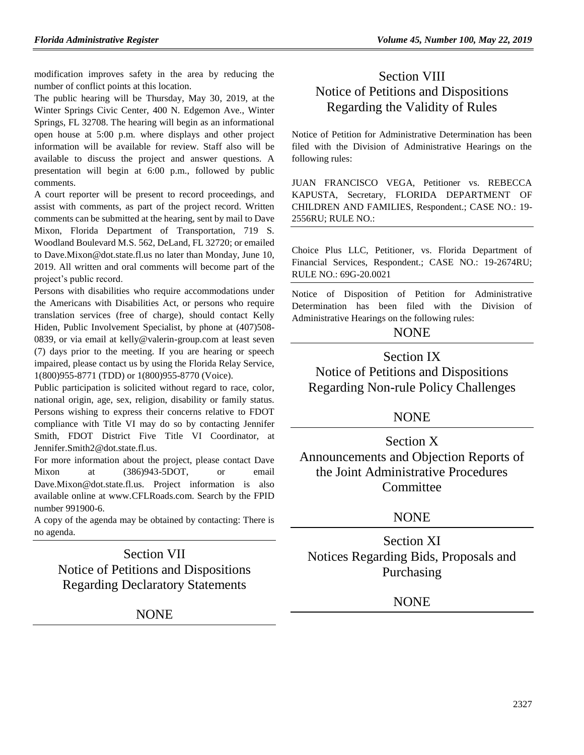modification improves safety in the area by reducing the number of conflict points at this location.

The public hearing will be Thursday, May 30, 2019, at the Winter Springs Civic Center, 400 N. Edgemon Ave., Winter Springs, FL 32708. The hearing will begin as an informational open house at 5:00 p.m. where displays and other project information will be available for review. Staff also will be available to discuss the project and answer questions. A presentation will begin at 6:00 p.m., followed by public comments.

A court reporter will be present to record proceedings, and assist with comments, as part of the project record. Written comments can be submitted at the hearing, sent by mail to Dave Mixon, Florida Department of Transportation, 719 S. Woodland Boulevard M.S. 562, DeLand, FL 32720; or emailed to Dave.Mixon@dot.state.fl.us no later than Monday, June 10, 2019. All written and oral comments will become part of the project's public record.

Persons with disabilities who require accommodations under the Americans with Disabilities Act, or persons who require translation services (free of charge), should contact Kelly Hiden, Public Involvement Specialist, by phone at (407)508-0839, or via email at kelly@valerin-group.com at least seven (7) days prior to the meeting. If you are hearing or speech impaired, please contact us by using the Florida Relay Service, 1(800)955-8771 (TDD) or 1(800)955-8770 (Voice).

Public participation is solicited without regard to race, color, national origin, age, sex, religion, disability or family status. Persons wishing to express their concerns relative to FDOT compliance with Title VI may do so by contacting Jennifer Smith, FDOT District Five Title VI Coordinator, at Jennifer.Smith2@dot.state.fl.us.

For more information about the project, please contact Dave Mixon at (386)943-5DOT, or email Dave.Mixon@dot.state.fl.us. Project information is also available online at www.CFLRoads.com. Search by the FPID number 991900-6.

A copy of the agenda may be obtained by contacting: There is no agenda.

## Section VII Notice of Petitions and Dispositions Regarding Declaratory Statements

NONE

## Section VIII Notice of Petitions and Dispositions Regarding the Validity of Rules

Notice of Petition for Administrative Determination has been filed with the Division of Administrative Hearings on the following rules:

JUAN FRANCISCO VEGA, Petitioner vs. REBECCA KAPUSTA, Secretary, FLORIDA DEPARTMENT OF CHILDREN AND FAMILIES, Respondent.; CASE NO.: 19-2556RU; RULE NO.:

Choice Plus LLC, Petitioner, vs. Florida Department of Financial Services, Respondent.; CASE NO.: 19-2674RU; RULE NO.: 69G-20.0021

Notice of Disposition of Petition for Administrative Determination has been filed with the Division of Administrative Hearings on the following rules:

NONE

## Section IX Notice of Petitions and Dispositions Regarding Non-rule Policy Challenges

NONE

## Section X Announcements and Objection Reports of the Joint Administrative Procedures Committee

NONE

## Section XI Notices Regarding Bids, Proposals and Purchasing

NONE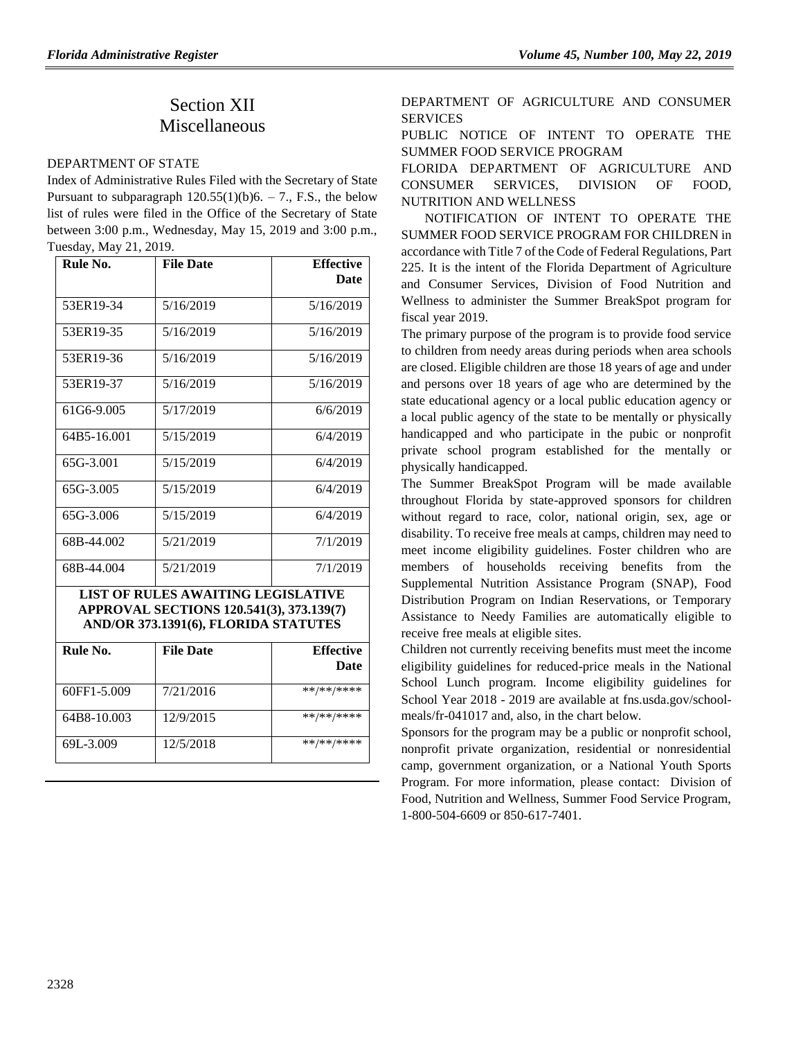# Section XII
# Miscellaneous

## DEPARTMENT OF STATE

Index of Administrative Rules Filed with the Secretary of State Pursuant to subparagraph 120.55(1)(b)6. – 7., F.S., the below list of rules were filed in the Office of the Secretary of State between 3:00 p.m., Wednesday, May 15, 2019 and 3:00 p.m., Tuesday, May 21, 2019.

| Rule No. | File Date | Effective Date |
|---|---|---|
| 53ER19-34 | 5/16/2019 | 5/16/2019 |
| 53ER19-35 | 5/16/2019 | 5/16/2019 |
| 53ER19-36 | 5/16/2019 | 5/16/2019 |
| 53ER19-37 | 5/16/2019 | 5/16/2019 |
| 61G6-9.005 | 5/17/2019 | 6/6/2019 |
| 64B5-16.001 | 5/15/2019 | 6/4/2019 |
| 65G-3.001 | 5/15/2019 | 6/4/2019 |
| 65G-3.005 | 5/15/2019 | 6/4/2019 |
| 65G-3.006 | 5/15/2019 | 6/4/2019 |
| 68B-44.002 | 5/21/2019 | 7/1/2019 |
| 68B-44.004 | 5/21/2019 | 7/1/2019 |

**LIST OF RULES AWAITING LEGISLATIVE APPROVAL SECTIONS 120.541(3), 373.139(7) AND/OR 373.1391(6), FLORIDA STATUTES**

| Rule No. | File Date | Effective Date |
|---|---|---|
| 60FF1-5.009 | 7/21/2016 | **/**/**** |
| 64B8-10.003 | 12/9/2015 | **/**/**** |
| 69L-3.009 | 12/5/2018 | **/**/**** |

## DEPARTMENT OF AGRICULTURE AND CONSUMER SERVICES

PUBLIC NOTICE OF INTENT TO OPERATE THE SUMMER FOOD SERVICE PROGRAM

FLORIDA DEPARTMENT OF AGRICULTURE AND CONSUMER SERVICES, DIVISION OF FOOD, NUTRITION AND WELLNESS

NOTIFICATION OF INTENT TO OPERATE THE SUMMER FOOD SERVICE PROGRAM FOR CHILDREN in accordance with Title 7 of the Code of Federal Regulations, Part 225. It is the intent of the Florida Department of Agriculture and Consumer Services, Division of Food Nutrition and Wellness to administer the Summer BreakSpot program for fiscal year 2019.

The primary purpose of the program is to provide food service to children from needy areas during periods when area schools are closed. Eligible children are those 18 years of age and under and persons over 18 years of age who are determined by the state educational agency or a local public education agency or a local public agency of the state to be mentally or physically handicapped and who participate in the pubic or nonprofit private school program established for the mentally or physically handicapped.

The Summer BreakSpot Program will be made available throughout Florida by state-approved sponsors for children without regard to race, color, national origin, sex, age or disability. To receive free meals at camps, children may need to meet income eligibility guidelines. Foster children who are members of households receiving benefits from the Supplemental Nutrition Assistance Program (SNAP), Food Distribution Program on Indian Reservations, or Temporary Assistance to Needy Families are automatically eligible to receive free meals at eligible sites.

Children not currently receiving benefits must meet the income eligibility guidelines for reduced-price meals in the National School Lunch program. Income eligibility guidelines for School Year 2018 - 2019 are available at fns.usda.gov/school-meals/fr-041017 and, also, in the chart below.

Sponsors for the program may be a public or nonprofit school, nonprofit private organization, residential or nonresidential camp, government organization, or a National Youth Sports Program. For more information, please contact: Division of Food, Nutrition and Wellness, Summer Food Service Program, 1-800-504-6609 or 850-617-7401.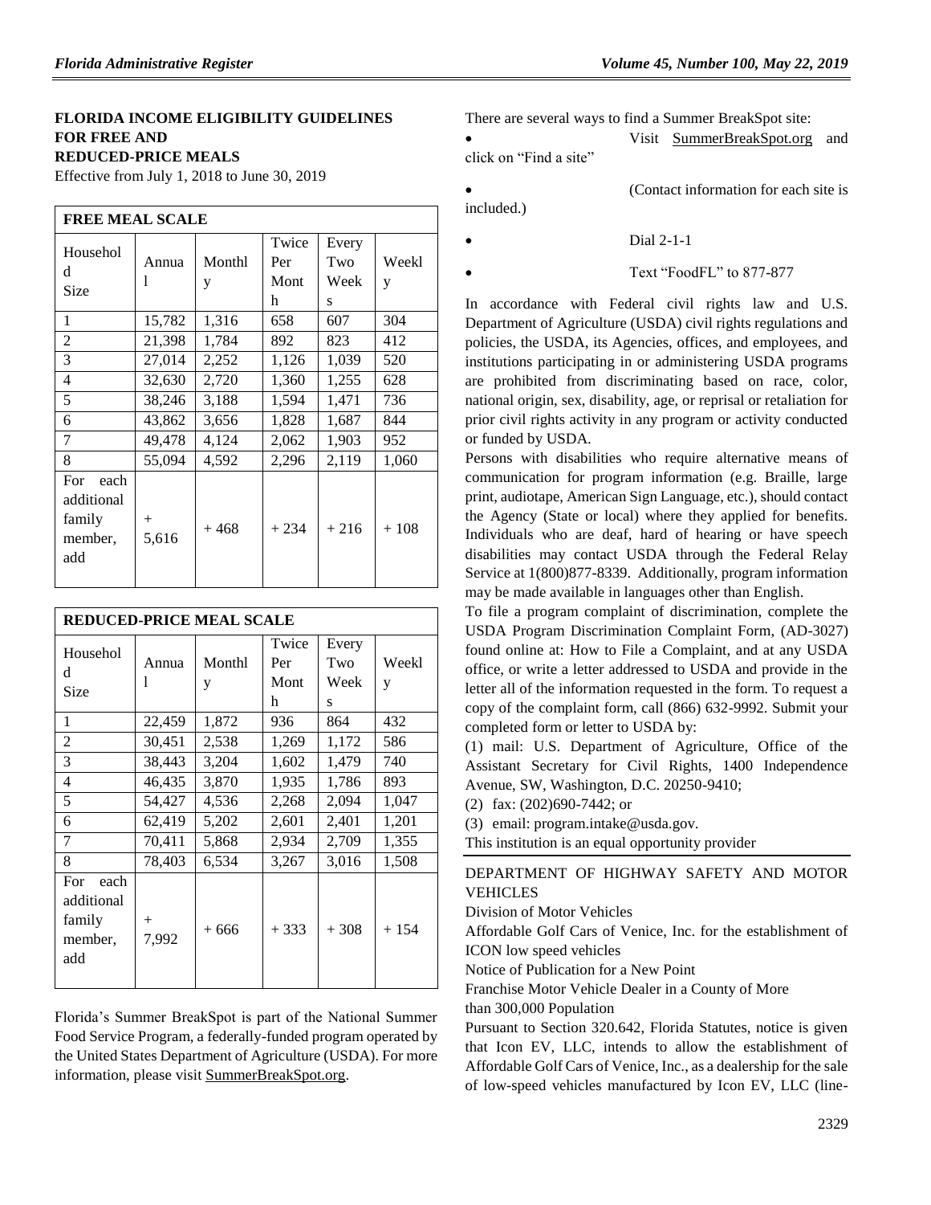**FLORIDA INCOME ELIGIBILITY GUIDELINES FOR FREE AND REDUCED-PRICE MEALS**

Effective from July 1, 2018 to June 30, 2019

| **FREE MEAL SCALE** | | | | | |
|---|---|---|---|---|---|
| Household Size | Annual | Monthly | Twice Per Month | Every Two Weeks | Weekly |
| 1 | 15,782 | 1,316 | 658 | 607 | 304 |
| 2 | 21,398 | 1,784 | 892 | 823 | 412 |
| 3 | 27,014 | 2,252 | 1,126 | 1,039 | 520 |
| 4 | 32,630 | 2,720 | 1,360 | 1,255 | 628 |
| 5 | 38,246 | 3,188 | 1,594 | 1,471 | 736 |
| 6 | 43,862 | 3,656 | 1,828 | 1,687 | 844 |
| 7 | 49,478 | 4,124 | 2,062 | 1,903 | 952 |
| 8 | 55,094 | 4,592 | 2,296 | 2,119 | 1,060 |
| For each additional family member, add | + 5,616 | + 468 | + 234 | + 216 | + 108 |

| **REDUCED-PRICE MEAL SCALE** | | | | | |
|---|---|---|---|---|---|
| Household Size | Annual | Monthly | Twice Per Month | Every Two Weeks | Weekly |
| 1 | 22,459 | 1,872 | 936 | 864 | 432 |
| 2 | 30,451 | 2,538 | 1,269 | 1,172 | 586 |
| 3 | 38,443 | 3,204 | 1,602 | 1,479 | 740 |
| 4 | 46,435 | 3,870 | 1,935 | 1,786 | 893 |
| 5 | 54,427 | 4,536 | 2,268 | 2,094 | 1,047 |
| 6 | 62,419 | 5,202 | 2,601 | 2,401 | 1,201 |
| 7 | 70,411 | 5,868 | 2,934 | 2,709 | 1,355 |
| 8 | 78,403 | 6,534 | 3,267 | 3,016 | 1,508 |
| For each additional family member, add | + 7,992 | + 666 | + 333 | + 308 | + 154 |

Florida's Summer BreakSpot is part of the National Summer Food Service Program, a federally-funded program operated by the United States Department of Agriculture (USDA). For more information, please visit SummerBreakSpot.org.

There are several ways to find a Summer BreakSpot site:

- Visit SummerBreakSpot.org and click on "Find a site"
- (Contact information for each site is included.)
- Dial 2-1-1
- Text "FoodFL" to 877-877

In accordance with Federal civil rights law and U.S. Department of Agriculture (USDA) civil rights regulations and policies, the USDA, its Agencies, offices, and employees, and institutions participating in or administering USDA programs are prohibited from discriminating based on race, color, national origin, sex, disability, age, or reprisal or retaliation for prior civil rights activity in any program or activity conducted or funded by USDA.

Persons with disabilities who require alternative means of communication for program information (e.g. Braille, large print, audiotape, American Sign Language, etc.), should contact the Agency (State or local) where they applied for benefits. Individuals who are deaf, hard of hearing or have speech disabilities may contact USDA through the Federal Relay Service at 1(800)877-8339. Additionally, program information may be made available in languages other than English.

To file a program complaint of discrimination, complete the USDA Program Discrimination Complaint Form, (AD-3027) found online at: How to File a Complaint, and at any USDA office, or write a letter addressed to USDA and provide in the letter all of the information requested in the form. To request a copy of the complaint form, call (866) 632-9992. Submit your completed form or letter to USDA by:

(1) mail: U.S. Department of Agriculture, Office of the Assistant Secretary for Civil Rights, 1400 Independence Avenue, SW, Washington, D.C. 20250-9410;

(2) fax: (202)690-7442; or

(3) email: program.intake@usda.gov.

This institution is an equal opportunity provider

DEPARTMENT OF HIGHWAY SAFETY AND MOTOR VEHICLES

Division of Motor Vehicles

Affordable Golf Cars of Venice, Inc. for the establishment of ICON low speed vehicles

Notice of Publication for a New Point

Franchise Motor Vehicle Dealer in a County of More than 300,000 Population

Pursuant to Section 320.642, Florida Statutes, notice is given that Icon EV, LLC, intends to allow the establishment of Affordable Golf Cars of Venice, Inc., as a dealership for the sale of low-speed vehicles manufactured by Icon EV, LLC (line-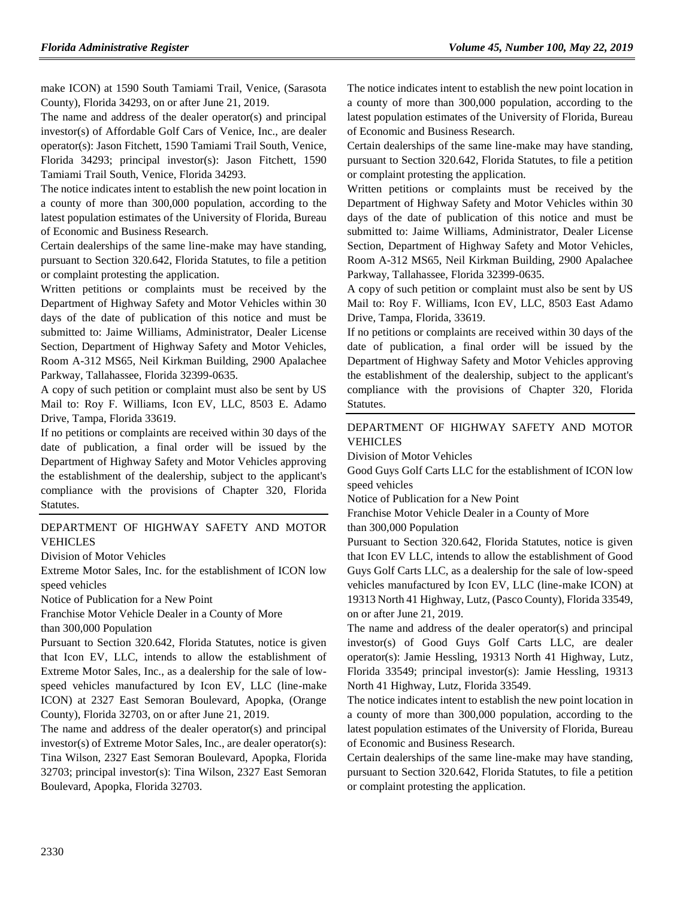make ICON) at 1590 South Tamiami Trail, Venice, (Sarasota County), Florida 34293, on or after June 21, 2019.

The name and address of the dealer operator(s) and principal investor(s) of Affordable Golf Cars of Venice, Inc., are dealer operator(s): Jason Fitchett, 1590 Tamiami Trail South, Venice, Florida 34293; principal investor(s): Jason Fitchett, 1590 Tamiami Trail South, Venice, Florida 34293.

The notice indicates intent to establish the new point location in a county of more than 300,000 population, according to the latest population estimates of the University of Florida, Bureau of Economic and Business Research.

Certain dealerships of the same line-make may have standing, pursuant to Section 320.642, Florida Statutes, to file a petition or complaint protesting the application.

Written petitions or complaints must be received by the Department of Highway Safety and Motor Vehicles within 30 days of the date of publication of this notice and must be submitted to: Jaime Williams, Administrator, Dealer License Section, Department of Highway Safety and Motor Vehicles, Room A-312 MS65, Neil Kirkman Building, 2900 Apalachee Parkway, Tallahassee, Florida 32399-0635.

A copy of such petition or complaint must also be sent by US Mail to: Roy F. Williams, Icon EV, LLC, 8503 E. Adamo Drive, Tampa, Florida 33619.

If no petitions or complaints are received within 30 days of the date of publication, a final order will be issued by the Department of Highway Safety and Motor Vehicles approving the establishment of the dealership, subject to the applicant's compliance with the provisions of Chapter 320, Florida Statutes.

DEPARTMENT OF HIGHWAY SAFETY AND MOTOR VEHICLES

Division of Motor Vehicles

Extreme Motor Sales, Inc. for the establishment of ICON low speed vehicles

Notice of Publication for a New Point

Franchise Motor Vehicle Dealer in a County of More than 300,000 Population

Pursuant to Section 320.642, Florida Statutes, notice is given that Icon EV, LLC, intends to allow the establishment of Extreme Motor Sales, Inc., as a dealership for the sale of low-speed vehicles manufactured by Icon EV, LLC (line-make ICON) at 2327 East Semoran Boulevard, Apopka, (Orange County), Florida 32703, on or after June 21, 2019.

The name and address of the dealer operator(s) and principal investor(s) of Extreme Motor Sales, Inc., are dealer operator(s): Tina Wilson, 2327 East Semoran Boulevard, Apopka, Florida 32703; principal investor(s): Tina Wilson, 2327 East Semoran Boulevard, Apopka, Florida 32703.

The notice indicates intent to establish the new point location in a county of more than 300,000 population, according to the latest population estimates of the University of Florida, Bureau of Economic and Business Research.

Certain dealerships of the same line-make may have standing, pursuant to Section 320.642, Florida Statutes, to file a petition or complaint protesting the application.

Written petitions or complaints must be received by the Department of Highway Safety and Motor Vehicles within 30 days of the date of publication of this notice and must be submitted to: Jaime Williams, Administrator, Dealer License Section, Department of Highway Safety and Motor Vehicles, Room A-312 MS65, Neil Kirkman Building, 2900 Apalachee Parkway, Tallahassee, Florida 32399-0635.

A copy of such petition or complaint must also be sent by US Mail to: Roy F. Williams, Icon EV, LLC, 8503 East Adamo Drive, Tampa, Florida, 33619.

If no petitions or complaints are received within 30 days of the date of publication, a final order will be issued by the Department of Highway Safety and Motor Vehicles approving the establishment of the dealership, subject to the applicant's compliance with the provisions of Chapter 320, Florida Statutes.

DEPARTMENT OF HIGHWAY SAFETY AND MOTOR VEHICLES

Division of Motor Vehicles

Good Guys Golf Carts LLC for the establishment of ICON low speed vehicles

Notice of Publication for a New Point

Franchise Motor Vehicle Dealer in a County of More than 300,000 Population

Pursuant to Section 320.642, Florida Statutes, notice is given that Icon EV LLC, intends to allow the establishment of Good Guys Golf Carts LLC, as a dealership for the sale of low-speed vehicles manufactured by Icon EV, LLC (line-make ICON) at 19313 North 41 Highway, Lutz, (Pasco County), Florida 33549, on or after June 21, 2019.

The name and address of the dealer operator(s) and principal investor(s) of Good Guys Golf Carts LLC, are dealer operator(s): Jamie Hessling, 19313 North 41 Highway, Lutz, Florida 33549; principal investor(s): Jamie Hessling, 19313 North 41 Highway, Lutz, Florida 33549.

The notice indicates intent to establish the new point location in a county of more than 300,000 population, according to the latest population estimates of the University of Florida, Bureau of Economic and Business Research.

Certain dealerships of the same line-make may have standing, pursuant to Section 320.642, Florida Statutes, to file a petition or complaint protesting the application.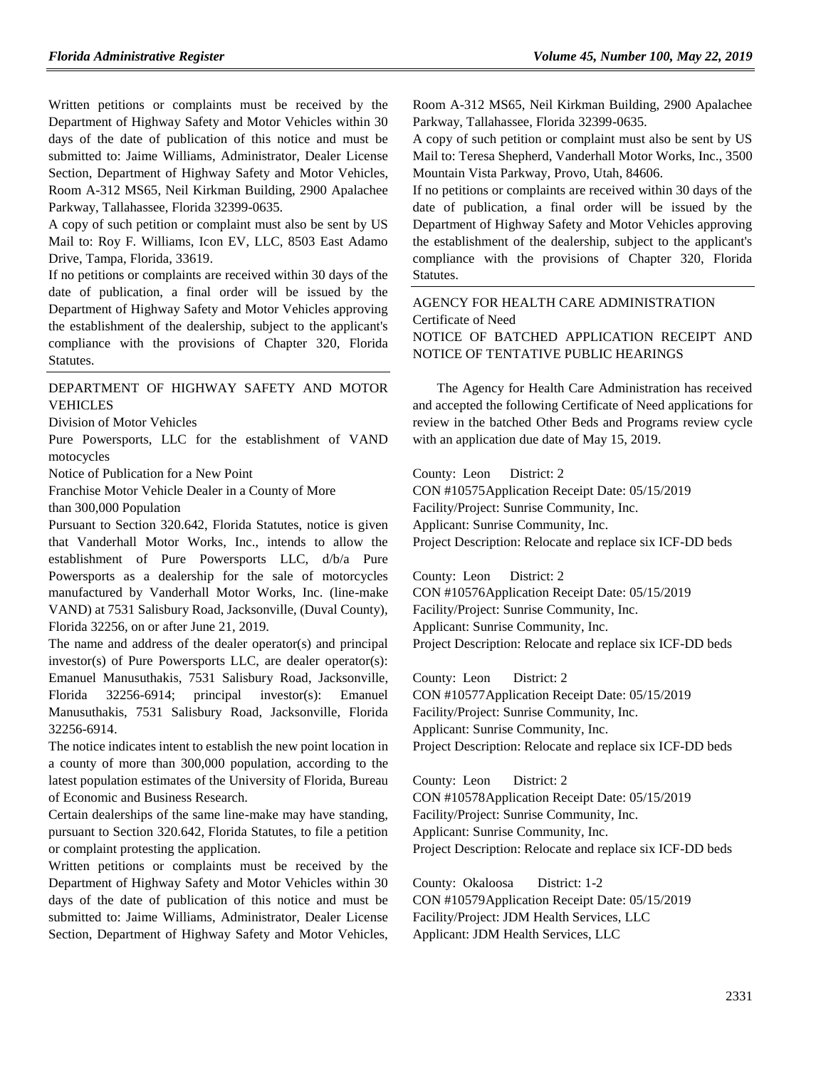Written petitions or complaints must be received by the Department of Highway Safety and Motor Vehicles within 30 days of the date of publication of this notice and must be submitted to: Jaime Williams, Administrator, Dealer License Section, Department of Highway Safety and Motor Vehicles, Room A-312 MS65, Neil Kirkman Building, 2900 Apalachee Parkway, Tallahassee, Florida 32399-0635.

A copy of such petition or complaint must also be sent by US Mail to: Roy F. Williams, Icon EV, LLC, 8503 East Adamo Drive, Tampa, Florida, 33619.

If no petitions or complaints are received within 30 days of the date of publication, a final order will be issued by the Department of Highway Safety and Motor Vehicles approving the establishment of the dealership, subject to the applicant's compliance with the provisions of Chapter 320, Florida Statutes.

DEPARTMENT OF HIGHWAY SAFETY AND MOTOR VEHICLES

Division of Motor Vehicles

Pure Powersports, LLC for the establishment of VAND motocycles

Notice of Publication for a New Point

Franchise Motor Vehicle Dealer in a County of More than 300,000 Population

Pursuant to Section 320.642, Florida Statutes, notice is given that Vanderhall Motor Works, Inc., intends to allow the establishment of Pure Powersports LLC, d/b/a Pure Powersports as a dealership for the sale of motorcycles manufactured by Vanderhall Motor Works, Inc. (line-make VAND) at 7531 Salisbury Road, Jacksonville, (Duval County), Florida 32256, on or after June 21, 2019.

The name and address of the dealer operator(s) and principal investor(s) of Pure Powersports LLC, are dealer operator(s): Emanuel Manusuthakis, 7531 Salisbury Road, Jacksonville, Florida 32256-6914; principal investor(s): Emanuel Manusuthakis, 7531 Salisbury Road, Jacksonville, Florida 32256-6914.

The notice indicates intent to establish the new point location in a county of more than 300,000 population, according to the latest population estimates of the University of Florida, Bureau of Economic and Business Research.

Certain dealerships of the same line-make may have standing, pursuant to Section 320.642, Florida Statutes, to file a petition or complaint protesting the application.

Written petitions or complaints must be received by the Department of Highway Safety and Motor Vehicles within 30 days of the date of publication of this notice and must be submitted to: Jaime Williams, Administrator, Dealer License Section, Department of Highway Safety and Motor Vehicles, Room A-312 MS65, Neil Kirkman Building, 2900 Apalachee Parkway, Tallahassee, Florida 32399-0635.

A copy of such petition or complaint must also be sent by US Mail to: Teresa Shepherd, Vanderhall Motor Works, Inc., 3500 Mountain Vista Parkway, Provo, Utah, 84606.

If no petitions or complaints are received within 30 days of the date of publication, a final order will be issued by the Department of Highway Safety and Motor Vehicles approving the establishment of the dealership, subject to the applicant's compliance with the provisions of Chapter 320, Florida Statutes.

AGENCY FOR HEALTH CARE ADMINISTRATION

Certificate of Need

NOTICE OF BATCHED APPLICATION RECEIPT AND NOTICE OF TENTATIVE PUBLIC HEARINGS

The Agency for Health Care Administration has received and accepted the following Certificate of Need applications for review in the batched Other Beds and Programs review cycle with an application due date of May 15, 2019.

County: Leon District: 2
CON #10575 Application Receipt Date: 05/15/2019
Facility/Project: Sunrise Community, Inc.
Applicant: Sunrise Community, Inc.
Project Description: Relocate and replace six ICF-DD beds

County: Leon District: 2
CON #10576 Application Receipt Date: 05/15/2019
Facility/Project: Sunrise Community, Inc.
Applicant: Sunrise Community, Inc.
Project Description: Relocate and replace six ICF-DD beds

County: Leon District: 2
CON #10577 Application Receipt Date: 05/15/2019
Facility/Project: Sunrise Community, Inc.
Applicant: Sunrise Community, Inc.
Project Description: Relocate and replace six ICF-DD beds

County: Leon District: 2
CON #10578 Application Receipt Date: 05/15/2019
Facility/Project: Sunrise Community, Inc.
Applicant: Sunrise Community, Inc.
Project Description: Relocate and replace six ICF-DD beds

County: Okaloosa District: 1-2
CON #10579 Application Receipt Date: 05/15/2019
Facility/Project: JDM Health Services, LLC
Applicant: JDM Health Services, LLC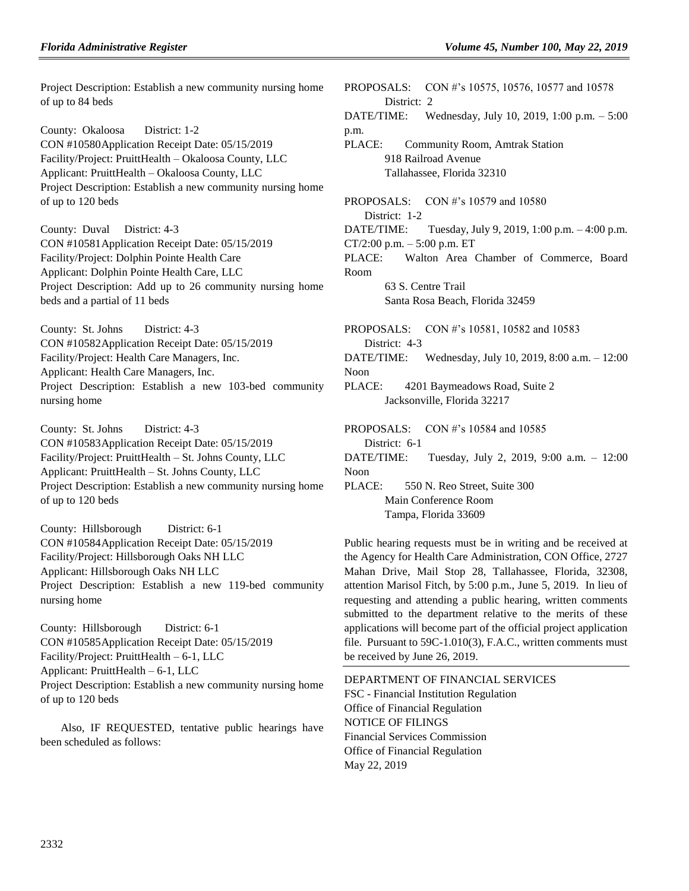Project Description: Establish a new community nursing home of up to 84 beds

County: Okaloosa District: 1-2
CON #10580 Application Receipt Date: 05/15/2019
Facility/Project: PruittHealth – Okaloosa County, LLC
Applicant: PruittHealth – Okaloosa County, LLC
Project Description: Establish a new community nursing home of up to 120 beds

County: Duval District: 4-3
CON #10581 Application Receipt Date: 05/15/2019
Facility/Project: Dolphin Pointe Health Care
Applicant: Dolphin Pointe Health Care, LLC
Project Description: Add up to 26 community nursing home beds and a partial of 11 beds

County: St. Johns District: 4-3
CON #10582 Application Receipt Date: 05/15/2019
Facility/Project: Health Care Managers, Inc.
Applicant: Health Care Managers, Inc.
Project Description: Establish a new 103-bed community nursing home

County: St. Johns District: 4-3
CON #10583 Application Receipt Date: 05/15/2019
Facility/Project: PruittHealth – St. Johns County, LLC
Applicant: PruittHealth – St. Johns County, LLC
Project Description: Establish a new community nursing home of up to 120 beds

County: Hillsborough District: 6-1
CON #10584 Application Receipt Date: 05/15/2019
Facility/Project: Hillsborough Oaks NH LLC
Applicant: Hillsborough Oaks NH LLC
Project Description: Establish a new 119-bed community nursing home

County: Hillsborough District: 6-1
CON #10585 Application Receipt Date: 05/15/2019
Facility/Project: PruittHealth – 6-1, LLC
Applicant: PruittHealth – 6-1, LLC
Project Description: Establish a new community nursing home of up to 120 beds

Also, IF REQUESTED, tentative public hearings have been scheduled as follows:

PROPOSALS: CON #'s 10575, 10576, 10577 and 10578
District: 2
DATE/TIME: Wednesday, July 10, 2019, 1:00 p.m. – 5:00 p.m.
PLACE: Community Room, Amtrak Station
918 Railroad Avenue
Tallahassee, Florida 32310

PROPOSALS: CON #'s 10579 and 10580
District: 1-2
DATE/TIME: Tuesday, July 9, 2019, 1:00 p.m. – 4:00 p.m. CT/2:00 p.m. – 5:00 p.m. ET
PLACE: Walton Area Chamber of Commerce, Board Room
63 S. Centre Trail
Santa Rosa Beach, Florida 32459

PROPOSALS: CON #'s 10581, 10582 and 10583
District: 4-3
DATE/TIME: Wednesday, July 10, 2019, 8:00 a.m. – 12:00 Noon
PLACE: 4201 Baymeadows Road, Suite 2
Jacksonville, Florida 32217

PROPOSALS: CON #'s 10584 and 10585
District: 6-1
DATE/TIME: Tuesday, July 2, 2019, 9:00 a.m. – 12:00 Noon
PLACE: 550 N. Reo Street, Suite 300
Main Conference Room
Tampa, Florida 33609

Public hearing requests must be in writing and be received at the Agency for Health Care Administration, CON Office, 2727 Mahan Drive, Mail Stop 28, Tallahassee, Florida, 32308, attention Marisol Fitch, by 5:00 p.m., June 5, 2019. In lieu of requesting and attending a public hearing, written comments submitted to the department relative to the merits of these applications will become part of the official project application file. Pursuant to 59C-1.010(3), F.A.C., written comments must be received by June 26, 2019.

DEPARTMENT OF FINANCIAL SERVICES
FSC - Financial Institution Regulation
Office of Financial Regulation
NOTICE OF FILINGS
Financial Services Commission
Office of Financial Regulation
May 22, 2019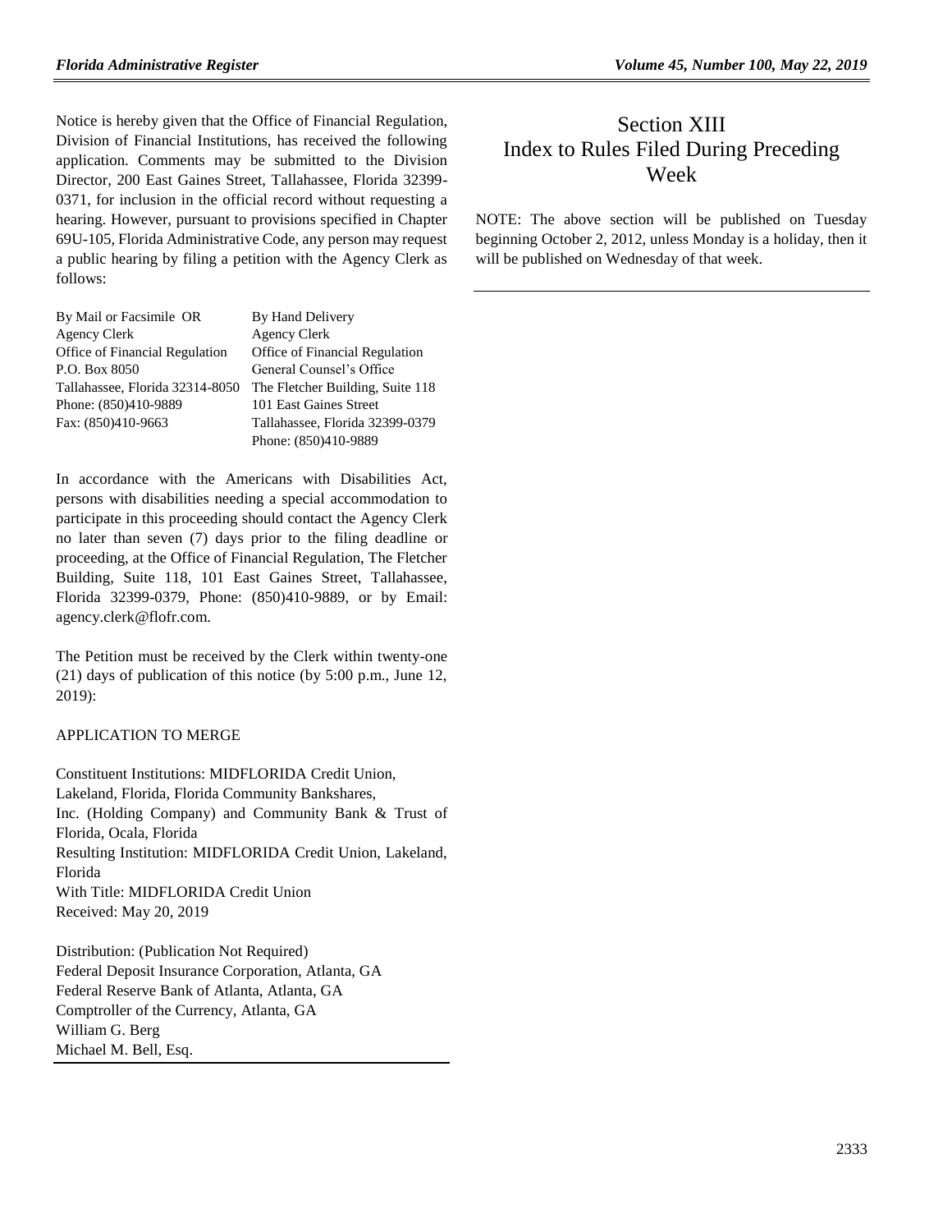Notice is hereby given that the Office of Financial Regulation, Division of Financial Institutions, has received the following application. Comments may be submitted to the Division Director, 200 East Gaines Street, Tallahassee, Florida 32399-0371, for inclusion in the official record without requesting a hearing. However, pursuant to provisions specified in Chapter 69U-105, Florida Administrative Code, any person may request a public hearing by filing a petition with the Agency Clerk as follows:

| | |
|---|---|
| By Mail or Facsimile OR | By Hand Delivery |
| Agency Clerk | Agency Clerk |
| Office of Financial Regulation | Office of Financial Regulation |
| P.O. Box 8050 | General Counsel's Office |
| Tallahassee, Florida 32314-8050 | The Fletcher Building, Suite 118 |
| Phone: (850)410-9889 | 101 East Gaines Street |
| Fax: (850)410-9663 | Tallahassee, Florida 32399-0379 |
| | Phone: (850)410-9889 |

In accordance with the Americans with Disabilities Act, persons with disabilities needing a special accommodation to participate in this proceeding should contact the Agency Clerk no later than seven (7) days prior to the filing deadline or proceeding, at the Office of Financial Regulation, The Fletcher Building, Suite 118, 101 East Gaines Street, Tallahassee, Florida 32399-0379, Phone: (850)410-9889, or by Email: agency.clerk@flofr.com.

The Petition must be received by the Clerk within twenty-one (21) days of publication of this notice (by 5:00 p.m., June 12, 2019):

APPLICATION TO MERGE

Constituent Institutions: MIDFLORIDA Credit Union, Lakeland, Florida, Florida Community Bankshares, Inc. (Holding Company) and Community Bank & Trust of Florida, Ocala, Florida
Resulting Institution: MIDFLORIDA Credit Union, Lakeland, Florida
With Title: MIDFLORIDA Credit Union
Received: May 20, 2019

Distribution: (Publication Not Required)
Federal Deposit Insurance Corporation, Atlanta, GA
Federal Reserve Bank of Atlanta, Atlanta, GA
Comptroller of the Currency, Atlanta, GA
William G. Berg
Michael M. Bell, Esq.

# Section XIII
# Index to Rules Filed During Preceding Week

NOTE: The above section will be published on Tuesday beginning October 2, 2012, unless Monday is a holiday, then it will be published on Wednesday of that week.